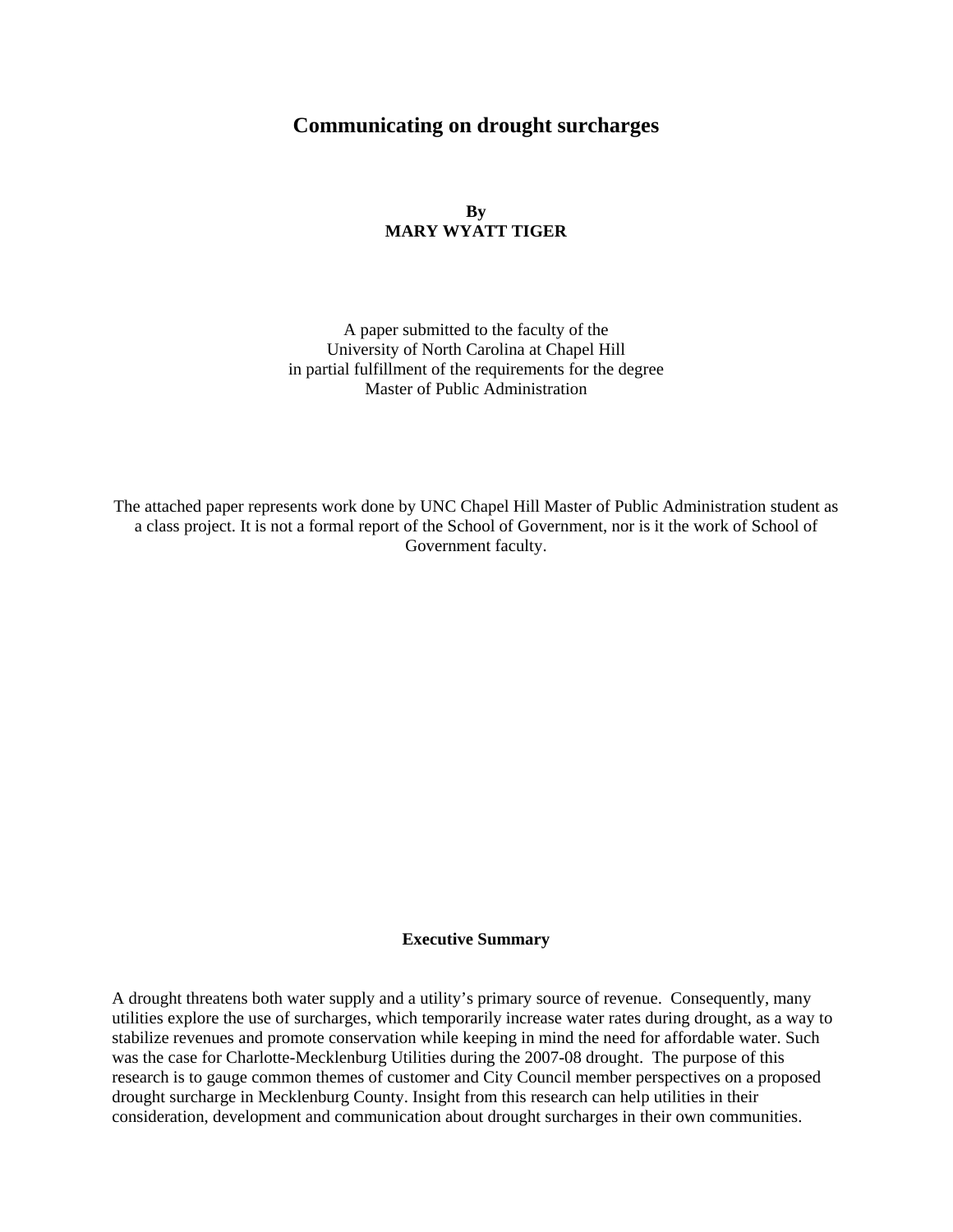# Communicating on drought surcharges

**By**
**MARY WYATT TIGER**

A paper submitted to the faculty of the
University of North Carolina at Chapel Hill
in partial fulfillment of the requirements for the degree
Master of Public Administration

The attached paper represents work done by UNC Chapel Hill Master of Public Administration student as a class project. It is not a formal report of the School of Government, nor is it the work of School of Government faculty.

## Executive Summary

A drought threatens both water supply and a utility's primary source of revenue. Consequently, many utilities explore the use of surcharges, which temporarily increase water rates during drought, as a way to stabilize revenues and promote conservation while keeping in mind the need for affordable water. Such was the case for Charlotte-Mecklenburg Utilities during the 2007-08 drought. The purpose of this research is to gauge common themes of customer and City Council member perspectives on a proposed drought surcharge in Mecklenburg County. Insight from this research can help utilities in their consideration, development and communication about drought surcharges in their own communities.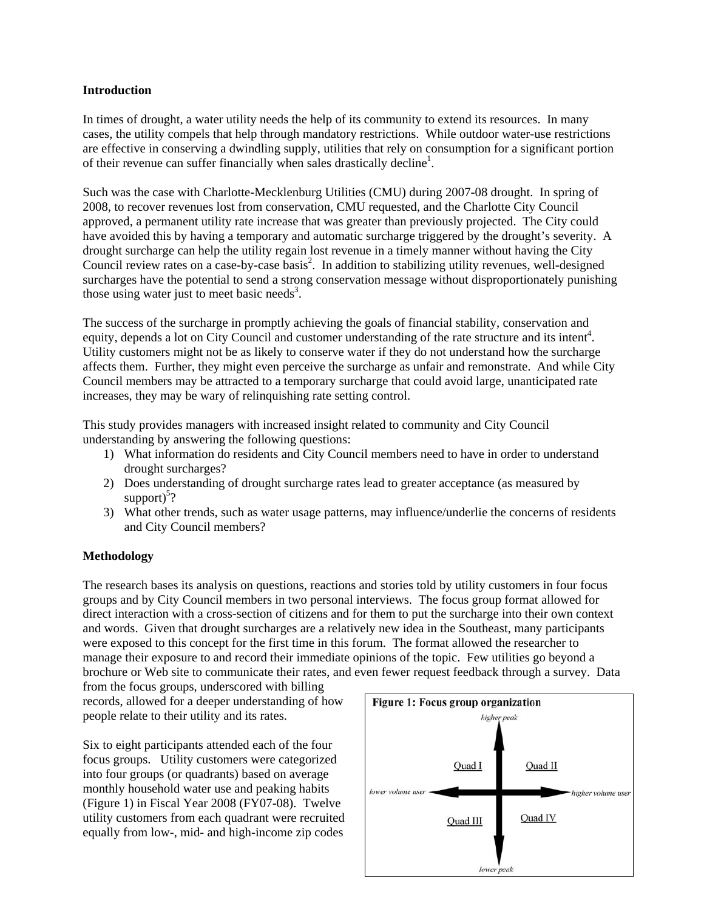**Introduction**

In times of drought, a water utility needs the help of its community to extend its resources. In many cases, the utility compels that help through mandatory restrictions. While outdoor water-use restrictions are effective in conserving a dwindling supply, utilities that rely on consumption for a significant portion of their revenue can suffer financially when sales drastically decline[1].

Such was the case with Charlotte-Mecklenburg Utilities (CMU) during 2007-08 drought. In spring of 2008, to recover revenues lost from conservation, CMU requested, and the Charlotte City Council approved, a permanent utility rate increase that was greater than previously projected. The City could have avoided this by having a temporary and automatic surcharge triggered by the drought's severity. A drought surcharge can help the utility regain lost revenue in a timely manner without having the City Council review rates on a case-by-case basis[2]. In addition to stabilizing utility revenues, well-designed surcharges have the potential to send a strong conservation message without disproportionately punishing those using water just to meet basic needs[3].

The success of the surcharge in promptly achieving the goals of financial stability, conservation and equity, depends a lot on City Council and customer understanding of the rate structure and its intent[4]. Utility customers might not be as likely to conserve water if they do not understand how the surcharge affects them. Further, they might even perceive the surcharge as unfair and remonstrate. And while City Council members may be attracted to a temporary surcharge that could avoid large, unanticipated rate increases, they may be wary of relinquishing rate setting control.

This study provides managers with increased insight related to community and City Council understanding by answering the following questions:

1) What information do residents and City Council members need to have in order to understand drought surcharges?
2) Does understanding of drought surcharge rates lead to greater acceptance (as measured by support)[5]?
3) What other trends, such as water usage patterns, may influence/underlie the concerns of residents and City Council members?

**Methodology**

The research bases its analysis on questions, reactions and stories told by utility customers in four focus groups and by City Council members in two personal interviews. The focus group format allowed for direct interaction with a cross-section of citizens and for them to put the surcharge into their own context and words. Given that drought surcharges are a relatively new idea in the Southeast, many participants were exposed to this concept for the first time in this forum. The format allowed the researcher to manage their exposure to and record their immediate opinions of the topic. Few utilities go beyond a brochure or Web site to communicate their rates, and even fewer request feedback through a survey. Data from the focus groups, underscored with billing records, allowed for a deeper understanding of how people relate to their utility and its rates.

Six to eight participants attended each of the four focus groups. Utility customers were categorized into four groups (or quadrants) based on average monthly household water use and peaking habits (Figure 1) in Fiscal Year 2008 (FY07-08). Twelve utility customers from each quadrant were recruited equally from low-, mid- and high-income zip codes

**Figure 1: Focus group organization**

*higher peak*

Quad I | Quad II

*lower volume user* ← → *higher volume user*

Quad III | Quad IV

*lower peak*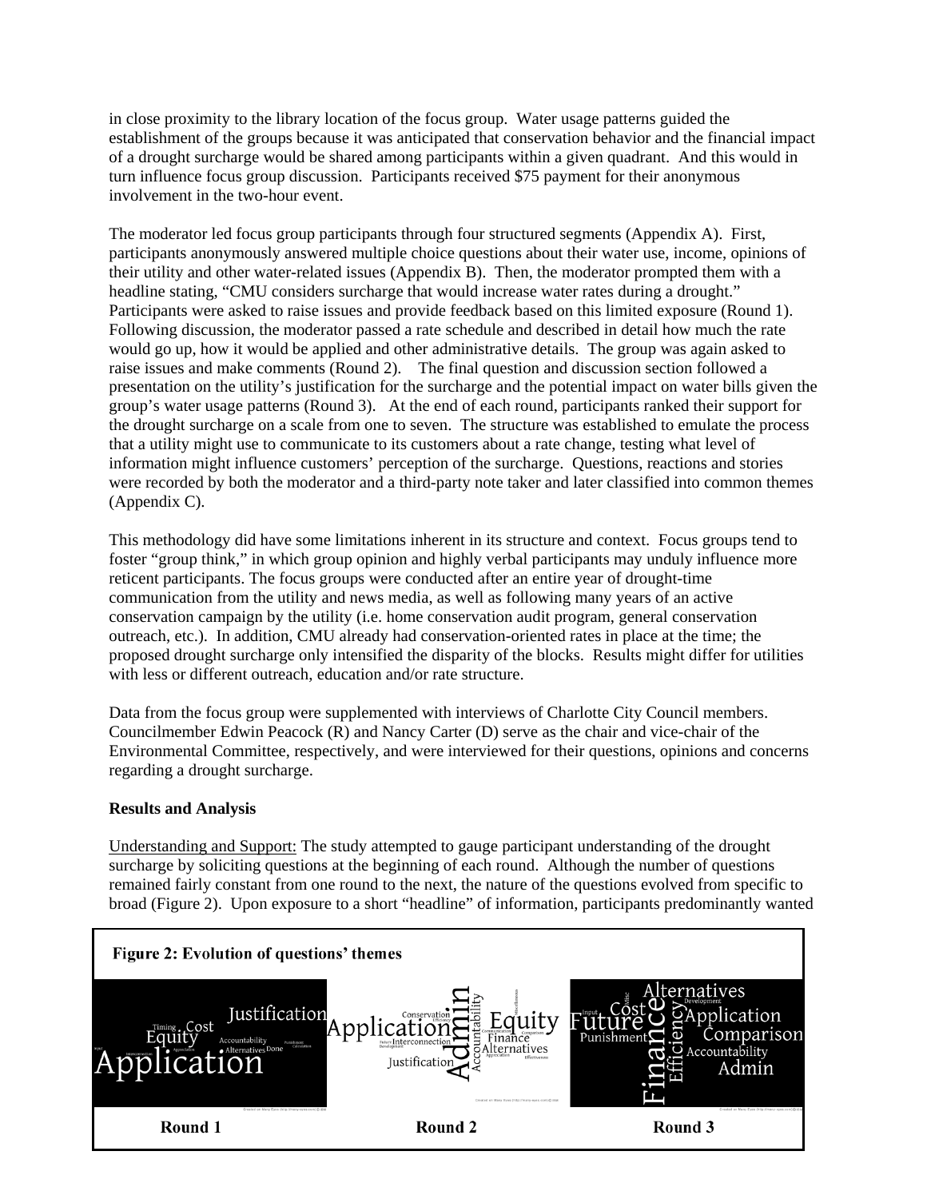in close proximity to the library location of the focus group. Water usage patterns guided the establishment of the groups because it was anticipated that conservation behavior and the financial impact of a drought surcharge would be shared among participants within a given quadrant. And this would in turn influence focus group discussion. Participants received $75 payment for their anonymous involvement in the two-hour event.

The moderator led focus group participants through four structured segments (Appendix A). First, participants anonymously answered multiple choice questions about their water use, income, opinions of their utility and other water-related issues (Appendix B). Then, the moderator prompted them with a headline stating, "CMU considers surcharge that would increase water rates during a drought." Participants were asked to raise issues and provide feedback based on this limited exposure (Round 1). Following discussion, the moderator passed a rate schedule and described in detail how much the rate would go up, how it would be applied and other administrative details. The group was again asked to raise issues and make comments (Round 2). The final question and discussion section followed a presentation on the utility's justification for the surcharge and the potential impact on water bills given the group's water usage patterns (Round 3). At the end of each round, participants ranked their support for the drought surcharge on a scale from one to seven. The structure was established to emulate the process that a utility might use to communicate to its customers about a rate change, testing what level of information might influence customers' perception of the surcharge. Questions, reactions and stories were recorded by both the moderator and a third-party note taker and later classified into common themes (Appendix C).

This methodology did have some limitations inherent in its structure and context. Focus groups tend to foster "group think," in which group opinion and highly verbal participants may unduly influence more reticent participants. The focus groups were conducted after an entire year of drought-time communication from the utility and news media, as well as following many years of an active conservation campaign by the utility (i.e. home conservation audit program, general conservation outreach, etc.). In addition, CMU already had conservation-oriented rates in place at the time; the proposed drought surcharge only intensified the disparity of the blocks. Results might differ for utilities with less or different outreach, education and/or rate structure.

Data from the focus group were supplemented with interviews of Charlotte City Council members. Councilmember Edwin Peacock (R) and Nancy Carter (D) serve as the chair and vice-chair of the Environmental Committee, respectively, and were interviewed for their questions, opinions and concerns regarding a drought surcharge.

**Results and Analysis**

Understanding and Support: The study attempted to gauge participant understanding of the drought surcharge by soliciting questions at the beginning of each round. Although the number of questions remained fairly constant from one round to the next, the nature of the questions evolved from specific to broad (Figure 2). Upon exposure to a short "headline" of information, participants predominantly wanted

**Figure 2: Evolution of questions' themes**

Round 1 | Round 2 | Round 3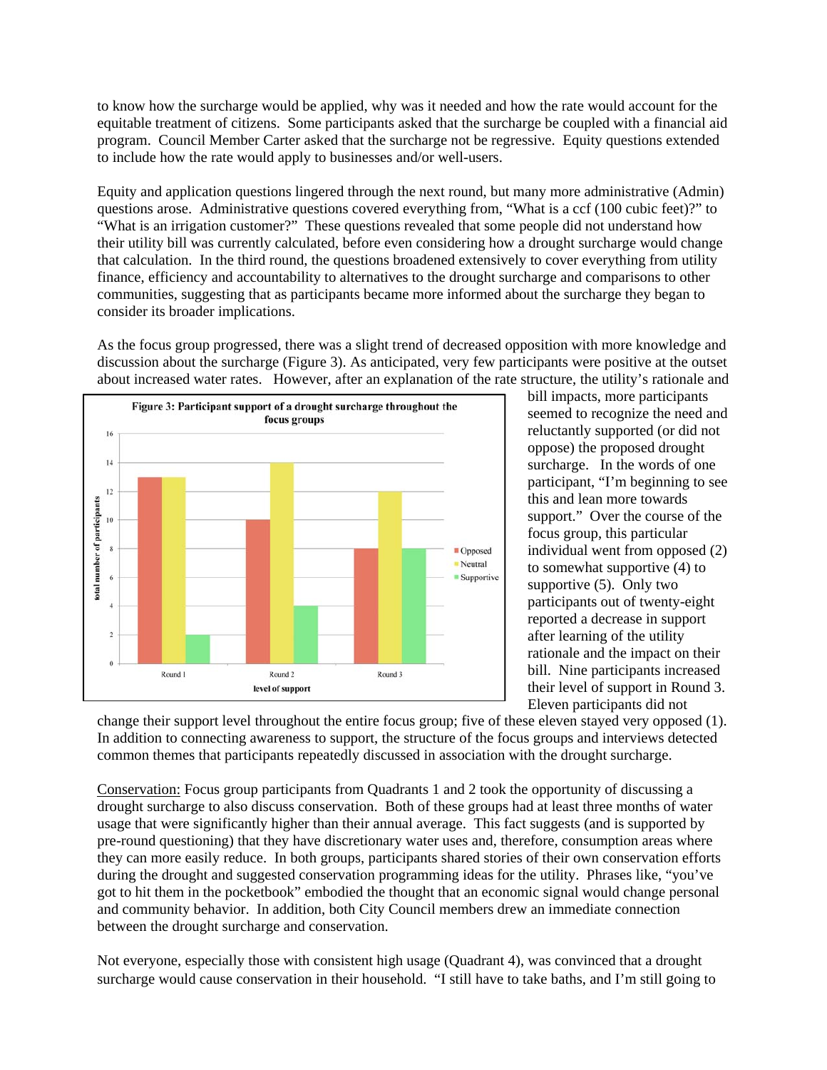to know how the surcharge would be applied, why was it needed and how the rate would account for the equitable treatment of citizens. Some participants asked that the surcharge be coupled with a financial aid program. Council Member Carter asked that the surcharge not be regressive. Equity questions extended to include how the rate would apply to businesses and/or well-users.

Equity and application questions lingered through the next round, but many more administrative (Admin) questions arose. Administrative questions covered everything from, "What is a ccf (100 cubic feet)?" to "What is an irrigation customer?" These questions revealed that some people did not understand how their utility bill was currently calculated, before even considering how a drought surcharge would change that calculation. In the third round, the questions broadened extensively to cover everything from utility finance, efficiency and accountability to alternatives to the drought surcharge and comparisons to other communities, suggesting that as participants became more informed about the surcharge they began to consider its broader implications.

As the focus group progressed, there was a slight trend of decreased opposition with more knowledge and discussion about the surcharge (Figure 3). As anticipated, very few participants were positive at the outset about increased water rates. However, after an explanation of the rate structure, the utility's rationale and bill impacts, more participants seemed to recognize the need and reluctantly supported (or did not oppose) the proposed drought surcharge. In the words of one participant, "I'm beginning to see this and lean more towards support." Over the course of the focus group, this particular individual went from opposed (2) to somewhat supportive (4) to supportive (5). Only two participants out of twenty-eight reported a decrease in support after learning of the utility rationale and the impact on their bill. Nine participants increased their level of support in Round 3. Eleven participants did not change their support level throughout the entire focus group; five of these eleven stayed very opposed (1). In addition to connecting awareness to support, the structure of the focus groups and interviews detected common themes that participants repeatedly discussed in association with the drought surcharge.

**Figure 3: Participant support of a drought surcharge throughout the focus groups**

<u>Conservation:</u> Focus group participants from Quadrants 1 and 2 took the opportunity of discussing a drought surcharge to also discuss conservation. Both of these groups had at least three months of water usage that were significantly higher than their annual average. This fact suggests (and is supported by pre-round questioning) that they have discretionary water uses and, therefore, consumption areas where they can more easily reduce. In both groups, participants shared stories of their own conservation efforts during the drought and suggested conservation programming ideas for the utility. Phrases like, "you've got to hit them in the pocketbook" embodied the thought that an economic signal would change personal and community behavior. In addition, both City Council members drew an immediate connection between the drought surcharge and conservation.

Not everyone, especially those with consistent high usage (Quadrant 4), was convinced that a drought surcharge would cause conservation in their household. "I still have to take baths, and I'm still going to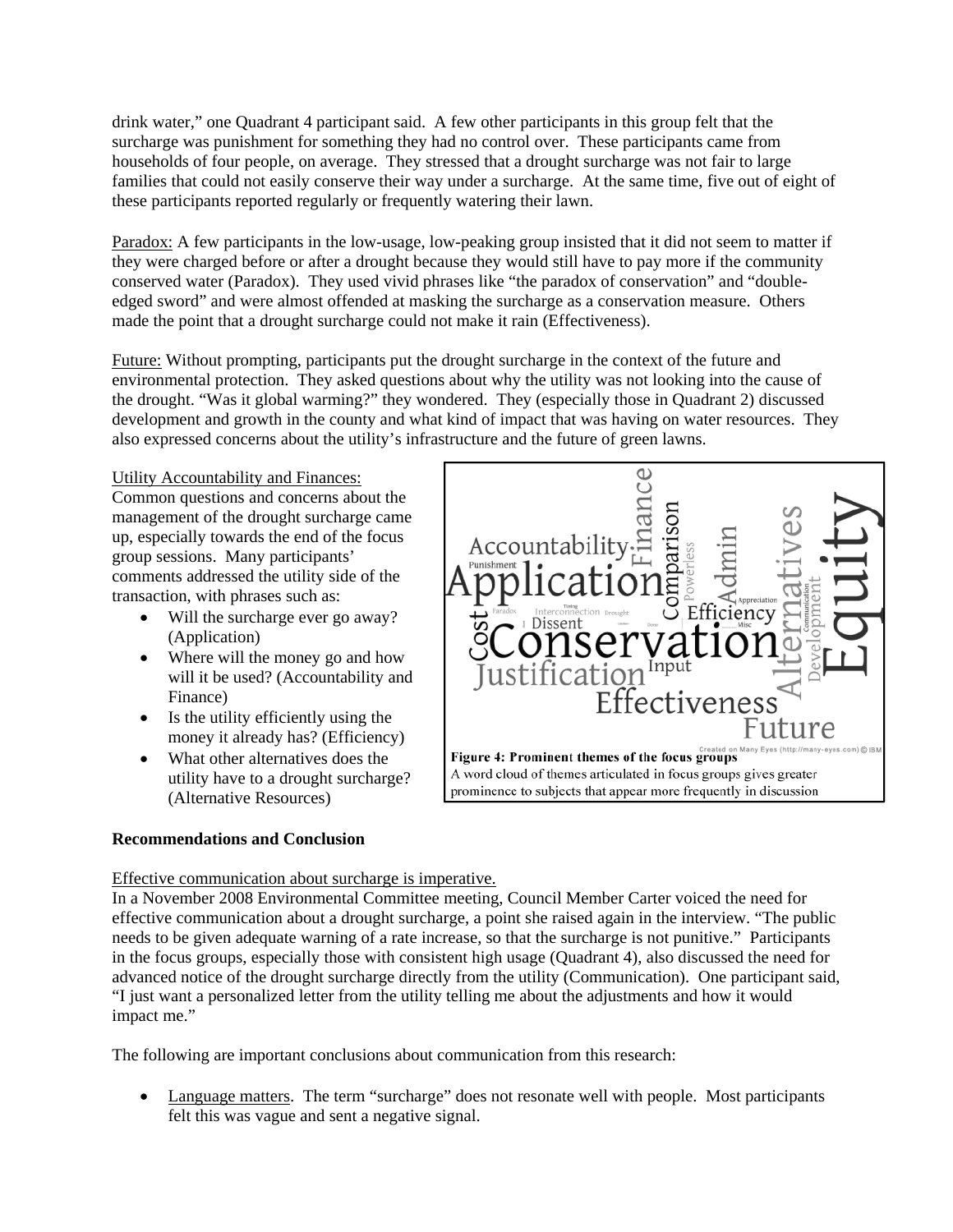drink water," one Quadrant 4 participant said. A few other participants in this group felt that the surcharge was punishment for something they had no control over. These participants came from households of four people, on average. They stressed that a drought surcharge was not fair to large families that could not easily conserve their way under a surcharge. At the same time, five out of eight of these participants reported regularly or frequently watering their lawn.

Paradox: A few participants in the low-usage, low-peaking group insisted that it did not seem to matter if they were charged before or after a drought because they would still have to pay more if the community conserved water (Paradox). They used vivid phrases like "the paradox of conservation" and "double-edged sword" and were almost offended at masking the surcharge as a conservation measure. Others made the point that a drought surcharge could not make it rain (Effectiveness).

Future: Without prompting, participants put the drought surcharge in the context of the future and environmental protection. They asked questions about why the utility was not looking into the cause of the drought. "Was it global warming?" they wondered. They (especially those in Quadrant 2) discussed development and growth in the county and what kind of impact that was having on water resources. They also expressed concerns about the utility's infrastructure and the future of green lawns.

Utility Accountability and Finances: Common questions and concerns about the management of the drought surcharge came up, especially towards the end of the focus group sessions. Many participants' comments addressed the utility side of the transaction, with phrases such as:

- Will the surcharge ever go away? (Application)
- Where will the money go and how will it be used? (Accountability and Finance)
- Is the utility efficiently using the money it already has? (Efficiency)
- What other alternatives does the utility have to a drought surcharge? (Alternative Resources)

**Figure 4: Prominent themes of the focus groups**
A word cloud of themes articulated in focus groups gives greater prominence to subjects that appear more frequently in discussion

**Recommendations and Conclusion**

Effective communication about surcharge is imperative.
In a November 2008 Environmental Committee meeting, Council Member Carter voiced the need for effective communication about a drought surcharge, a point she raised again in the interview. "The public needs to be given adequate warning of a rate increase, so that the surcharge is not punitive." Participants in the focus groups, especially those with consistent high usage (Quadrant 4), also discussed the need for advanced notice of the drought surcharge directly from the utility (Communication). One participant said, "I just want a personalized letter from the utility telling me about the adjustments and how it would impact me."

The following are important conclusions about communication from this research:

- Language matters. The term "surcharge" does not resonate well with people. Most participants felt this was vague and sent a negative signal.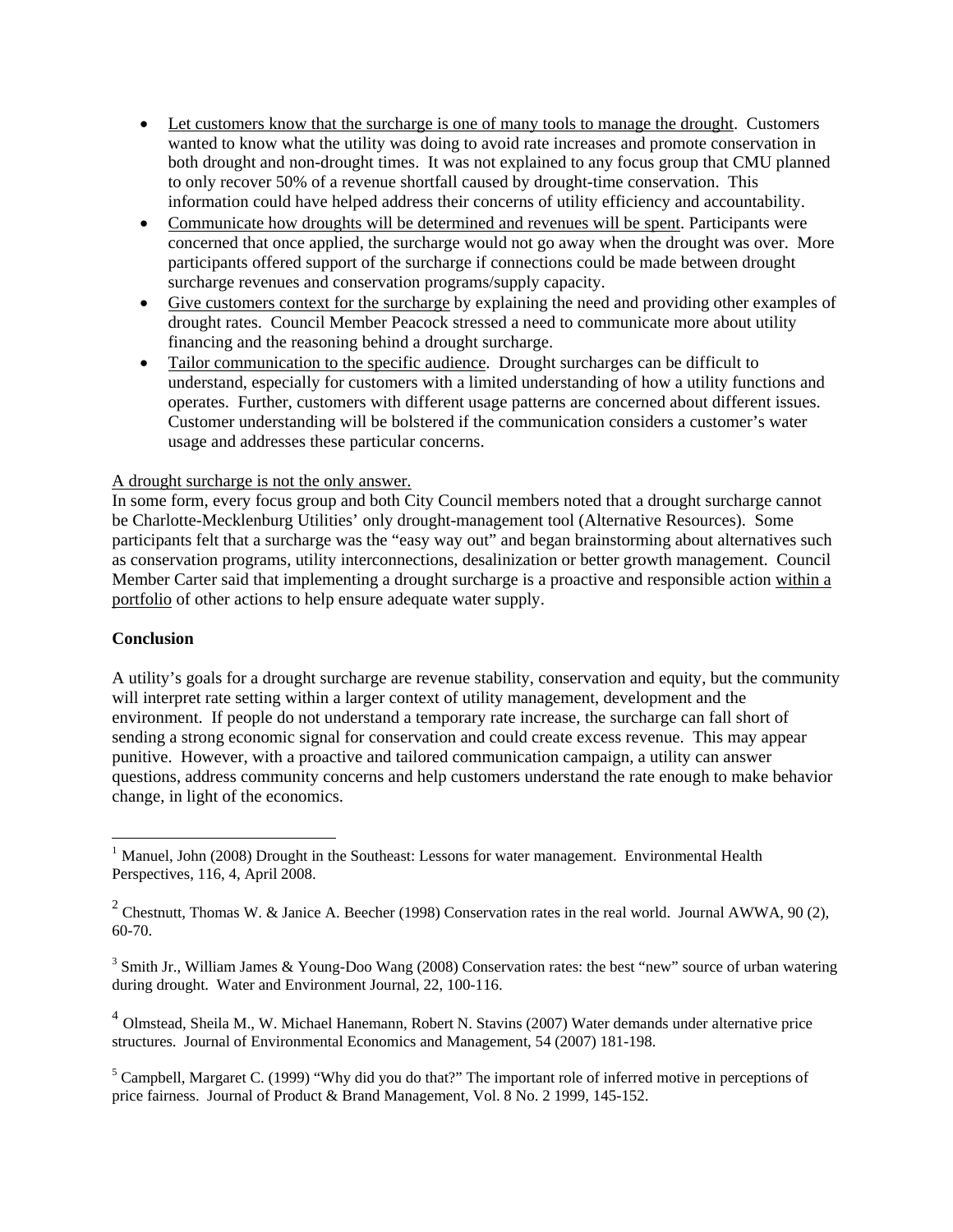- Let customers know that the surcharge is one of many tools to manage the drought. Customers wanted to know what the utility was doing to avoid rate increases and promote conservation in both drought and non-drought times. It was not explained to any focus group that CMU planned to only recover 50% of a revenue shortfall caused by drought-time conservation. This information could have helped address their concerns of utility efficiency and accountability.
- Communicate how droughts will be determined and revenues will be spent. Participants were concerned that once applied, the surcharge would not go away when the drought was over. More participants offered support of the surcharge if connections could be made between drought surcharge revenues and conservation programs/supply capacity.
- Give customers context for the surcharge by explaining the need and providing other examples of drought rates. Council Member Peacock stressed a need to communicate more about utility financing and the reasoning behind a drought surcharge.
- Tailor communication to the specific audience. Drought surcharges can be difficult to understand, especially for customers with a limited understanding of how a utility functions and operates. Further, customers with different usage patterns are concerned about different issues. Customer understanding will be bolstered if the communication considers a customer's water usage and addresses these particular concerns.

A drought surcharge is not the only answer.
In some form, every focus group and both City Council members noted that a drought surcharge cannot be Charlotte-Mecklenburg Utilities' only drought-management tool (Alternative Resources). Some participants felt that a surcharge was the "easy way out" and began brainstorming about alternatives such as conservation programs, utility interconnections, desalinization or better growth management. Council Member Carter said that implementing a drought surcharge is a proactive and responsible action within a portfolio of other actions to help ensure adequate water supply.

**Conclusion**

A utility's goals for a drought surcharge are revenue stability, conservation and equity, but the community will interpret rate setting within a larger context of utility management, development and the environment. If people do not understand a temporary rate increase, the surcharge can fall short of sending a strong economic signal for conservation and could create excess revenue. This may appear punitive. However, with a proactive and tailored communication campaign, a utility can answer questions, address community concerns and help customers understand the rate enough to make behavior change, in light of the economics.

---

[1] Manuel, John (2008) Drought in the Southeast: Lessons for water management. Environmental Health Perspectives, 116, 4, April 2008.

[2] Chestnutt, Thomas W. & Janice A. Beecher (1998) Conservation rates in the real world. Journal AWWA, 90 (2), 60-70.

[3] Smith Jr., William James & Young-Doo Wang (2008) Conservation rates: the best "new" source of urban watering during drought. Water and Environment Journal, 22, 100-116.

[4] Olmstead, Sheila M., W. Michael Hanemann, Robert N. Stavins (2007) Water demands under alternative price structures. Journal of Environmental Economics and Management, 54 (2007) 181-198.

[5] Campbell, Margaret C. (1999) "Why did you do that?" The important role of inferred motive in perceptions of price fairness. Journal of Product & Brand Management, Vol. 8 No. 2 1999, 145-152.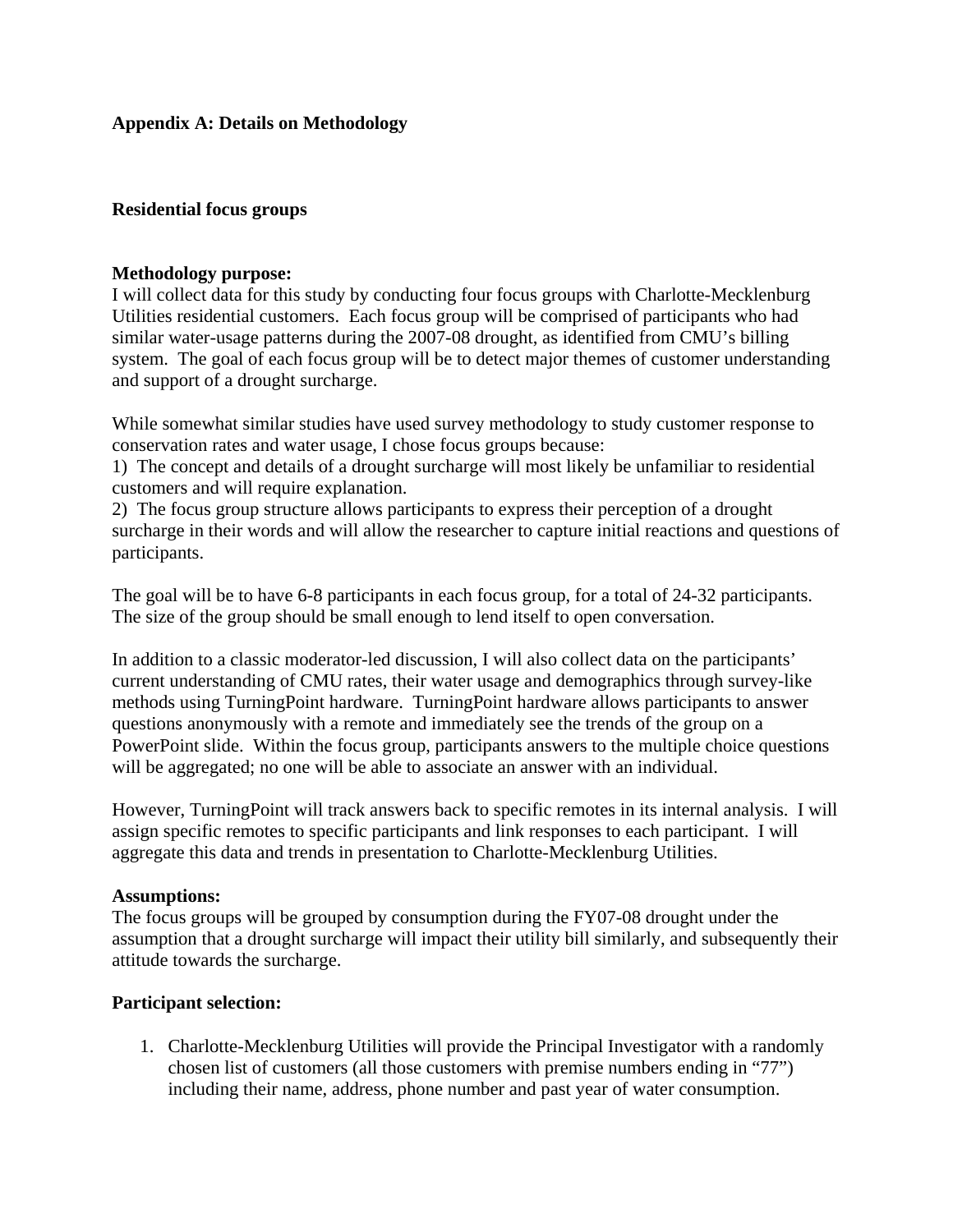**Appendix A: Details on Methodology**

**Residential focus groups**

**Methodology purpose:**
I will collect data for this study by conducting four focus groups with Charlotte-Mecklenburg Utilities residential customers. Each focus group will be comprised of participants who had similar water-usage patterns during the 2007-08 drought, as identified from CMU's billing system. The goal of each focus group will be to detect major themes of customer understanding and support of a drought surcharge.

While somewhat similar studies have used survey methodology to study customer response to conservation rates and water usage, I chose focus groups because:
1) The concept and details of a drought surcharge will most likely be unfamiliar to residential customers and will require explanation.
2) The focus group structure allows participants to express their perception of a drought surcharge in their words and will allow the researcher to capture initial reactions and questions of participants.

The goal will be to have 6-8 participants in each focus group, for a total of 24-32 participants. The size of the group should be small enough to lend itself to open conversation.

In addition to a classic moderator-led discussion, I will also collect data on the participants' current understanding of CMU rates, their water usage and demographics through survey-like methods using TurningPoint hardware. TurningPoint hardware allows participants to answer questions anonymously with a remote and immediately see the trends of the group on a PowerPoint slide. Within the focus group, participants answers to the multiple choice questions will be aggregated; no one will be able to associate an answer with an individual.

However, TurningPoint will track answers back to specific remotes in its internal analysis. I will assign specific remotes to specific participants and link responses to each participant. I will aggregate this data and trends in presentation to Charlotte-Mecklenburg Utilities.

**Assumptions:**
The focus groups will be grouped by consumption during the FY07-08 drought under the assumption that a drought surcharge will impact their utility bill similarly, and subsequently their attitude towards the surcharge.

**Participant selection:**

1. Charlotte-Mecklenburg Utilities will provide the Principal Investigator with a randomly chosen list of customers (all those customers with premise numbers ending in "77") including their name, address, phone number and past year of water consumption.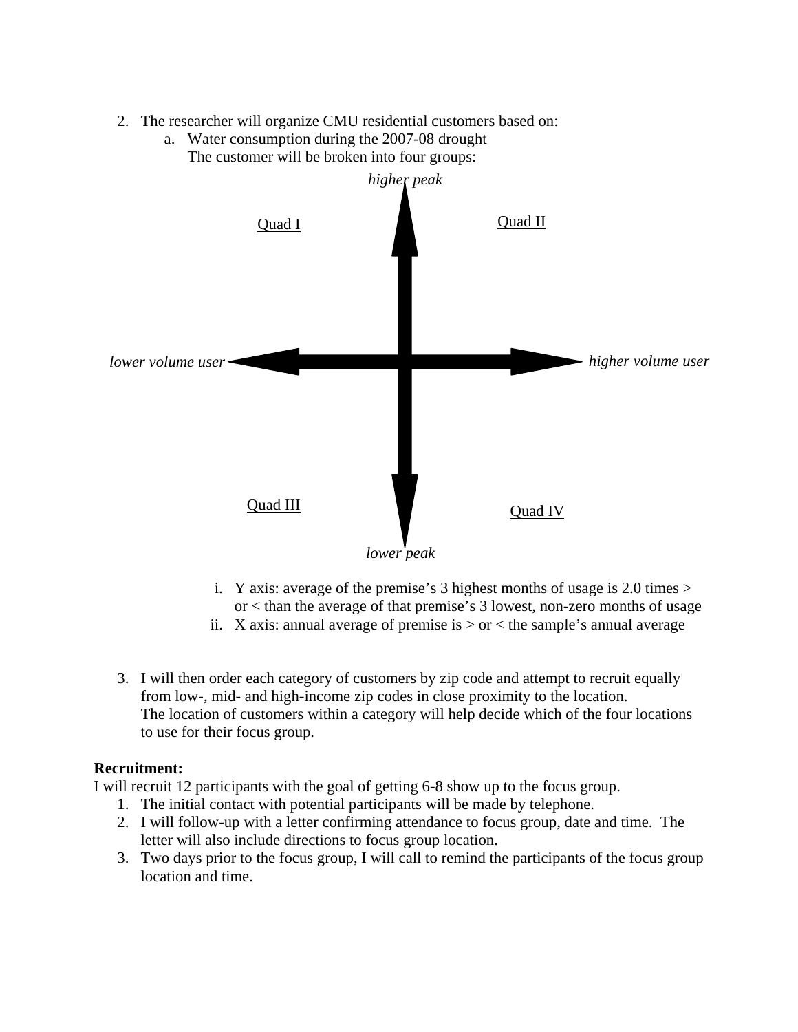2. The researcher will organize CMU residential customers based on:
   a. Water consumption during the 2007-08 drought
      The customer will be broken into four groups:

*higher peak*

Quad I | Quad II

*lower volume user* | *higher volume user*

Quad III | Quad IV

*lower peak*

      i. Y axis: average of the premise's 3 highest months of usage is 2.0 times > or < than the average of that premise's 3 lowest, non-zero months of usage
      ii. X axis: annual average of premise is > or < the sample's annual average

3. I will then order each category of customers by zip code and attempt to recruit equally from low-, mid- and high-income zip codes in close proximity to the location. The location of customers within a category will help decide which of the four locations to use for their focus group.

**Recruitment:**

I will recruit 12 participants with the goal of getting 6-8 show up to the focus group.

1. The initial contact with potential participants will be made by telephone.
2. I will follow-up with a letter confirming attendance to focus group, date and time. The letter will also include directions to focus group location.
3. Two days prior to the focus group, I will call to remind the participants of the focus group location and time.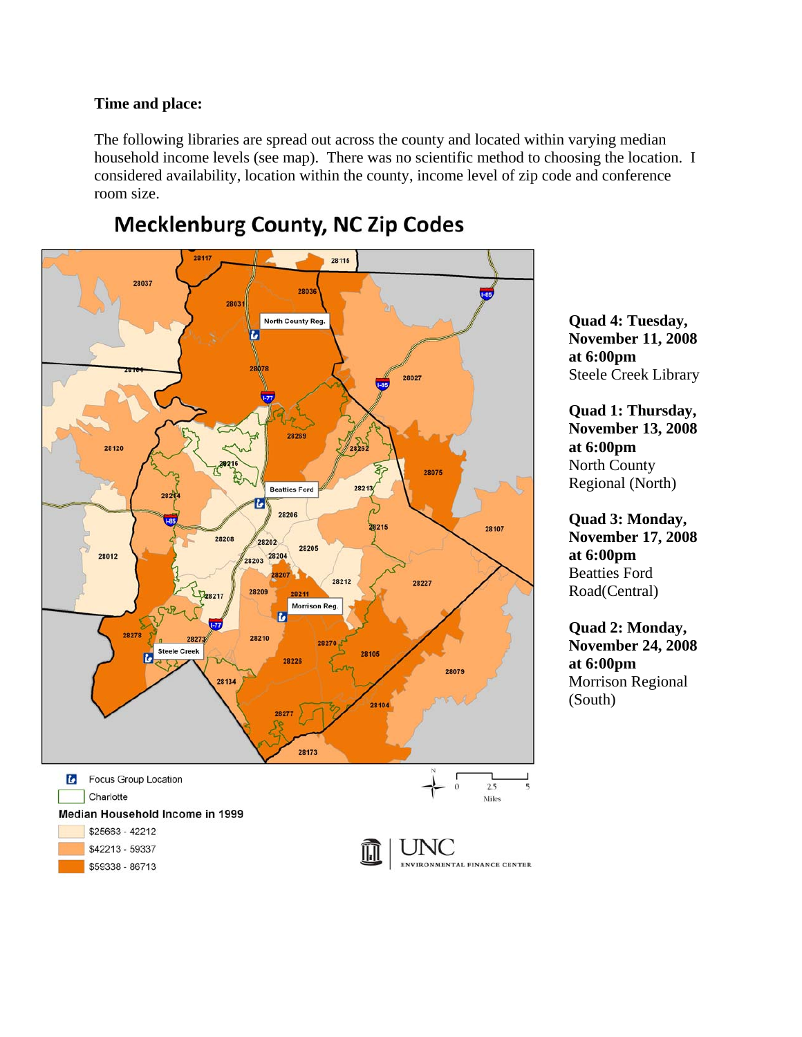**Time and place:**

The following libraries are spread out across the county and located within varying median household income levels (see map). There was no scientific method to choosing the location. I considered availability, location within the county, income level of zip code and conference room size.

## Mecklenburg County, NC Zip Codes

Focus Group Location

Charlotte

Median Household Income in 1999

$25663 - 42212

$42213 - 59337

$59338 - 86713

UNC ENVIRONMENTAL FINANCE CENTER

**Quad 4: Tuesday, November 11, 2008 at 6:00pm**
Steele Creek Library

**Quad 1: Thursday, November 13, 2008 at 6:00pm**
North County Regional (North)

**Quad 3: Monday, November 17, 2008 at 6:00pm**
Beatties Ford Road(Central)

**Quad 2: Monday, November 24, 2008 at 6:00pm**
Morrison Regional (South)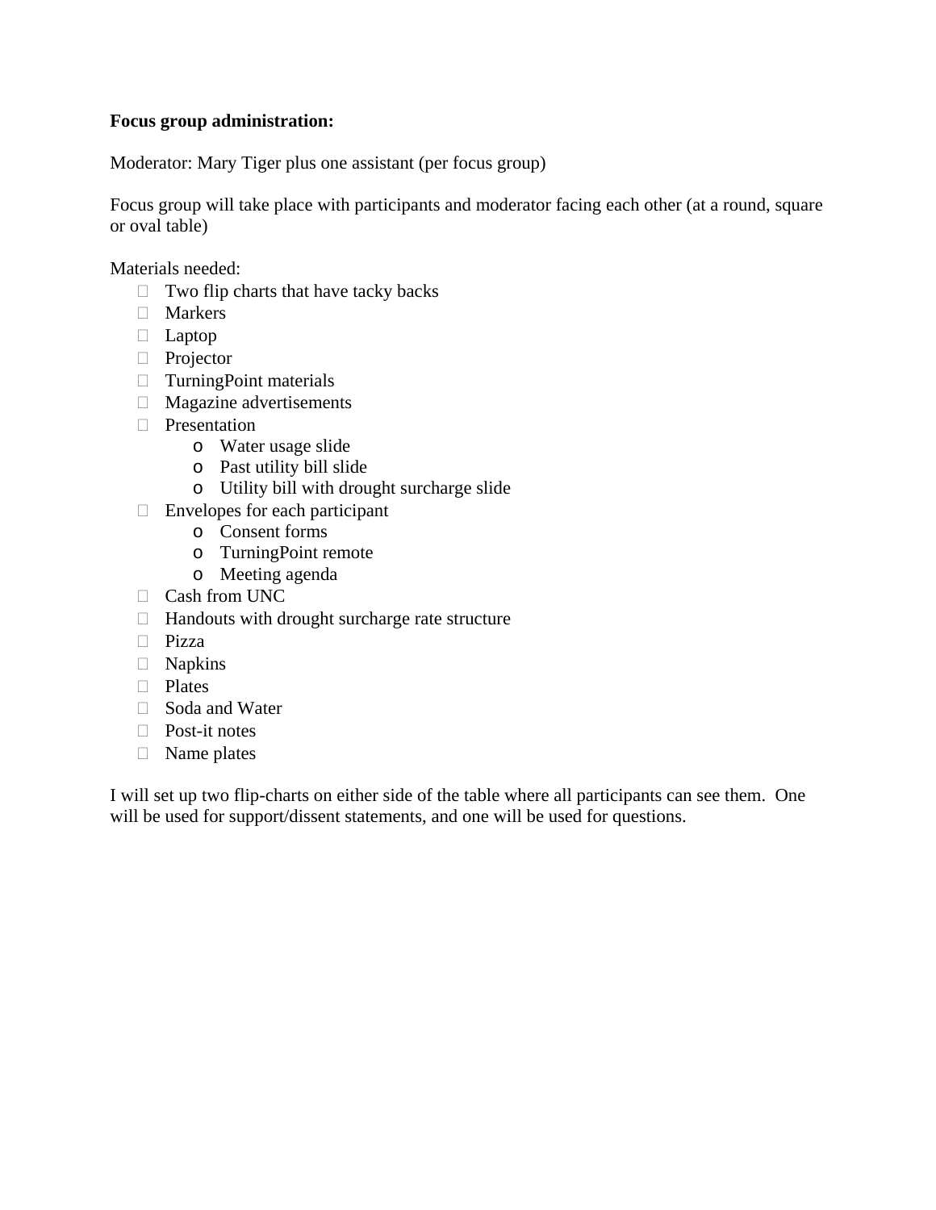**Focus group administration:**

Moderator: Mary Tiger plus one assistant (per focus group)

Focus group will take place with participants and moderator facing each other (at a round, square or oval table)

Materials needed:

- Two flip charts that have tacky backs
- Markers
- Laptop
- Projector
- TurningPoint materials
- Magazine advertisements
- Presentation
    - Water usage slide
    - Past utility bill slide
    - Utility bill with drought surcharge slide
- Envelopes for each participant
    - Consent forms
    - TurningPoint remote
    - Meeting agenda
- Cash from UNC
- Handouts with drought surcharge rate structure
- Pizza
- Napkins
- Plates
- Soda and Water
- Post-it notes
- Name plates

I will set up two flip-charts on either side of the table where all participants can see them. One will be used for support/dissent statements, and one will be used for questions.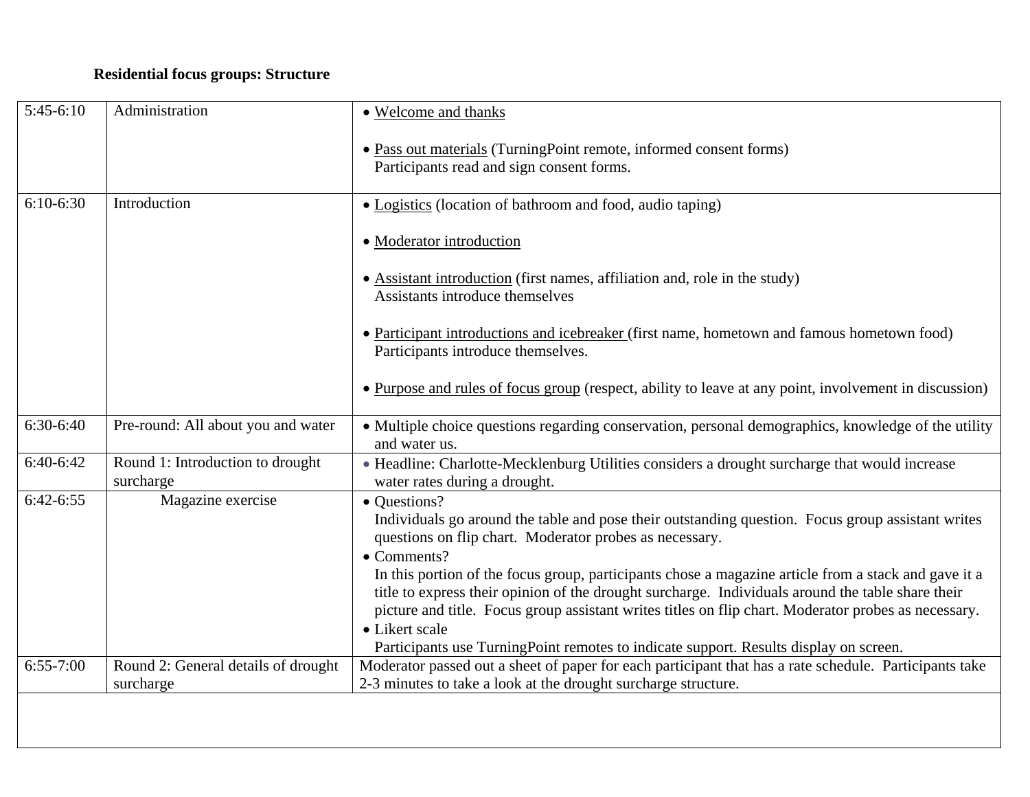**Residential focus groups: Structure**

| | | |
|---|---|---|
| 5:45-6:10 | Administration | • Welcome and thanks<br><br>• Pass out materials (TurningPoint remote, informed consent forms)<br>Participants read and sign consent forms. |
| 6:10-6:30 | Introduction | • Logistics (location of bathroom and food, audio taping)<br><br>• Moderator introduction<br><br>• Assistant introduction (first names, affiliation and, role in the study)<br>Assistants introduce themselves<br><br>• Participant introductions and icebreaker (first name, hometown and famous hometown food)<br>Participants introduce themselves.<br><br>• Purpose and rules of focus group (respect, ability to leave at any point, involvement in discussion) |
| 6:30-6:40 | Pre-round: All about you and water | • Multiple choice questions regarding conservation, personal demographics, knowledge of the utility and water us. |
| 6:40-6:42 | Round 1: Introduction to drought surcharge | • Headline: Charlotte-Mecklenburg Utilities considers a drought surcharge that would increase water rates during a drought. |
| 6:42-6:55 | Magazine exercise | • Questions?<br>Individuals go around the table and pose their outstanding question. Focus group assistant writes questions on flip chart. Moderator probes as necessary.<br>• Comments?<br>In this portion of the focus group, participants chose a magazine article from a stack and gave it a title to express their opinion of the drought surcharge. Individuals around the table share their picture and title. Focus group assistant writes titles on flip chart. Moderator probes as necessary.<br>• Likert scale<br>Participants use TurningPoint remotes to indicate support. Results display on screen. |
| 6:55-7:00 | Round 2: General details of drought surcharge | Moderator passed out a sheet of paper for each participant that has a rate schedule. Participants take 2-3 minutes to take a look at the drought surcharge structure. |
| | | |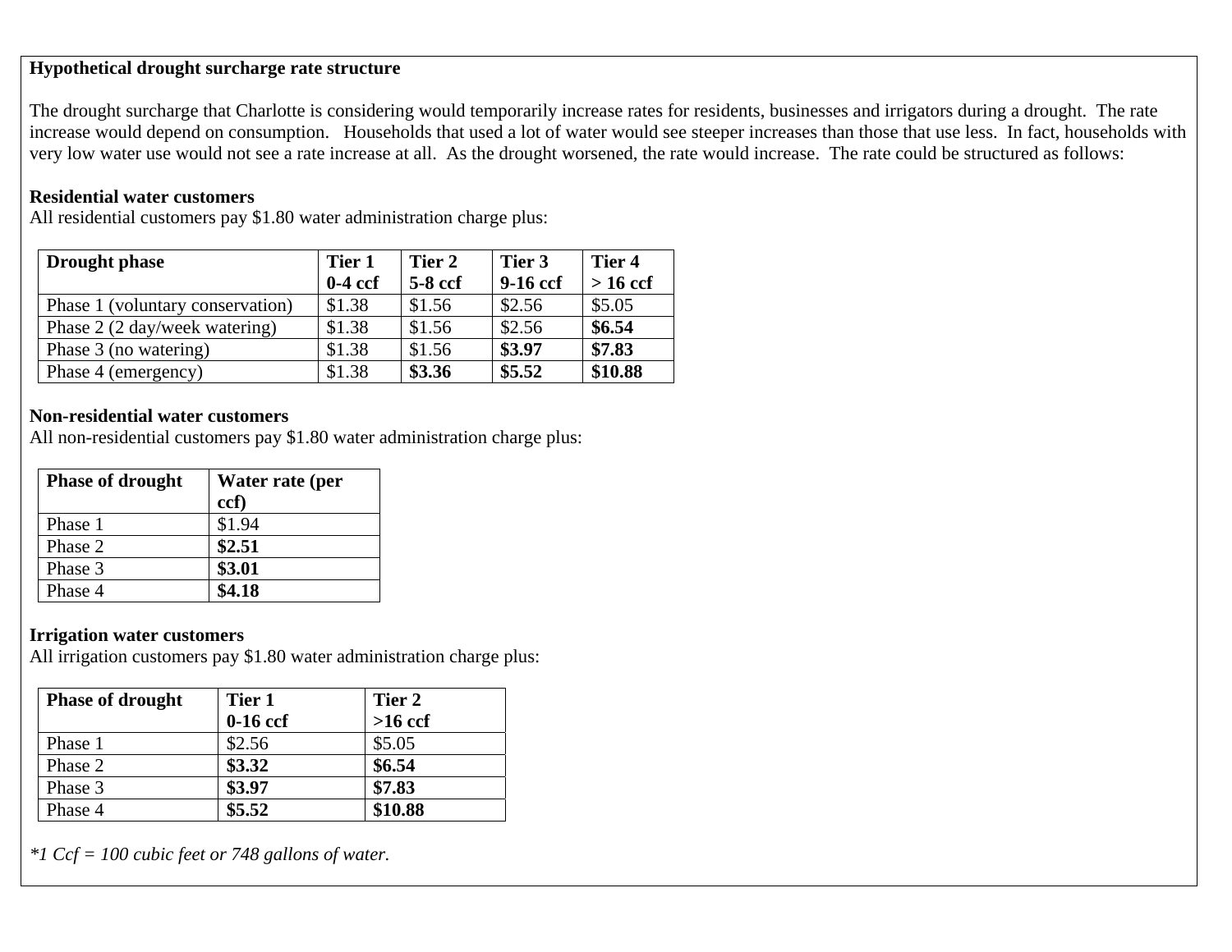**Hypothetical drought surcharge rate structure**

The drought surcharge that Charlotte is considering would temporarily increase rates for residents, businesses and irrigators during a drought. The rate increase would depend on consumption. Households that used a lot of water would see steeper increases than those that use less. In fact, households with very low water use would not see a rate increase at all. As the drought worsened, the rate would increase. The rate could be structured as follows:

**Residential water customers**
All residential customers pay $1.80 water administration charge plus:

| Drought phase | Tier 1 0-4 ccf | Tier 2 5-8 ccf | Tier 3 9-16 ccf | Tier 4 > 16 ccf |
|---|---|---|---|---|
| Phase 1 (voluntary conservation) | $1.38 | $1.56 | $2.56 | $5.05 |
| Phase 2 (2 day/week watering) | $1.38 | $1.56 | $2.56 | **$6.54** |
| Phase 3 (no watering) | $1.38 | $1.56 | **$3.97** | **$7.83** |
| Phase 4 (emergency) | $1.38 | **$3.36** | **$5.52** | **$10.88** |

**Non-residential water customers**
All non-residential customers pay $1.80 water administration charge plus:

| Phase of drought | Water rate (per ccf) |
|---|---|
| Phase 1 | $1.94 |
| Phase 2 | **$2.51** |
| Phase 3 | **$3.01** |
| Phase 4 | **$4.18** |

**Irrigation water customers**
All irrigation customers pay $1.80 water administration charge plus:

| Phase of drought | Tier 1 0-16 ccf | Tier 2 >16 ccf |
|---|---|---|
| Phase 1 | $2.56 | $5.05 |
| Phase 2 | **$3.32** | **$6.54** |
| Phase 3 | **$3.97** | **$7.83** |
| Phase 4 | **$5.52** | **$10.88** |

*\*1 Ccf = 100 cubic feet or 748 gallons of water.*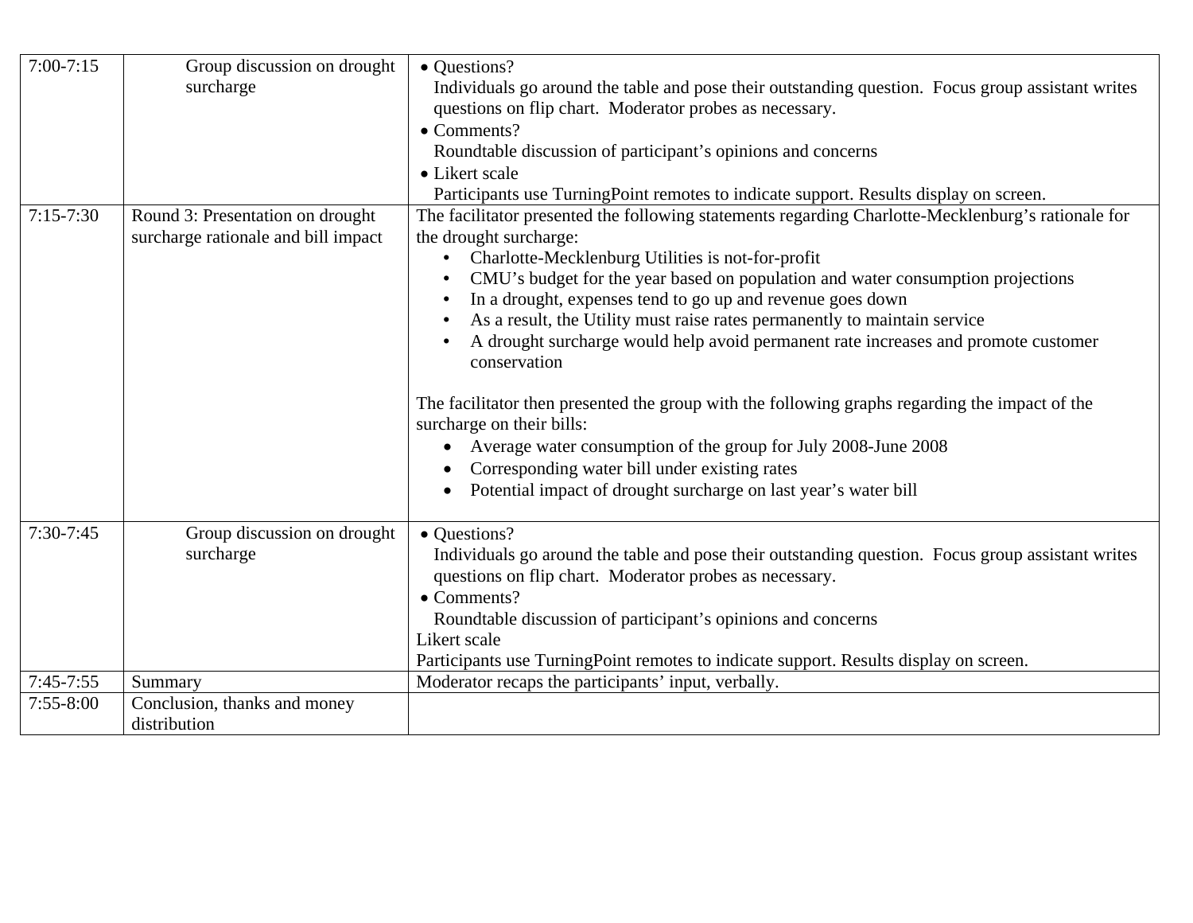| | | |
|---|---|---|
| 7:00-7:15 | Group discussion on drought surcharge | • Questions?<br>Individuals go around the table and pose their outstanding question. Focus group assistant writes questions on flip chart. Moderator probes as necessary.<br>• Comments?<br>Roundtable discussion of participant's opinions and concerns<br>• Likert scale<br>Participants use TurningPoint remotes to indicate support. Results display on screen. |
| 7:15-7:30 | Round 3: Presentation on drought surcharge rationale and bill impact | The facilitator presented the following statements regarding Charlotte-Mecklenburg's rationale for the drought surcharge:<br>• Charlotte-Mecklenburg Utilities is not-for-profit<br>• CMU's budget for the year based on population and water consumption projections<br>• In a drought, expenses tend to go up and revenue goes down<br>• As a result, the Utility must raise rates permanently to maintain service<br>• A drought surcharge would help avoid permanent rate increases and promote customer conservation<br><br>The facilitator then presented the group with the following graphs regarding the impact of the surcharge on their bills:<br>• Average water consumption of the group for July 2008-June 2008<br>• Corresponding water bill under existing rates<br>• Potential impact of drought surcharge on last year's water bill |
| 7:30-7:45 | Group discussion on drought surcharge | • Questions?<br>Individuals go around the table and pose their outstanding question. Focus group assistant writes questions on flip chart. Moderator probes as necessary.<br>• Comments?<br>Roundtable discussion of participant's opinions and concerns<br>Likert scale<br>Participants use TurningPoint remotes to indicate support. Results display on screen. |
| 7:45-7:55 | Summary | Moderator recaps the participants' input, verbally. |
| 7:55-8:00 | Conclusion, thanks and money distribution | |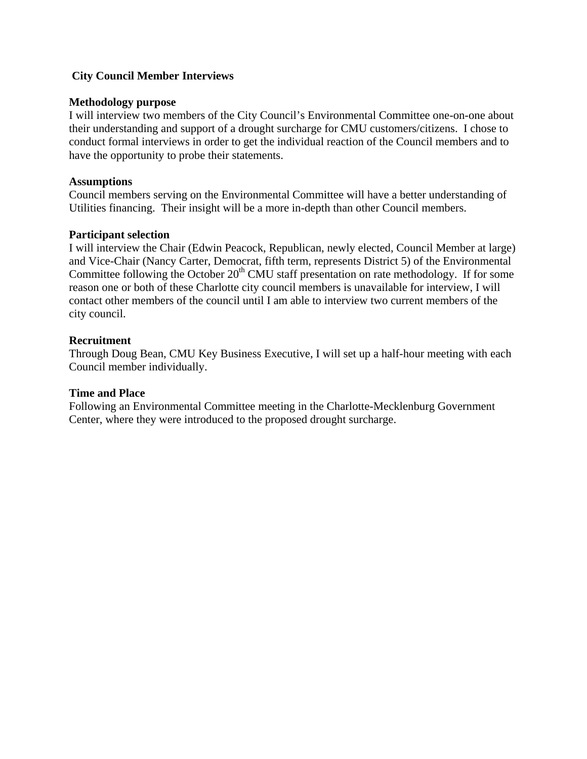## City Council Member Interviews

### Methodology purpose

I will interview two members of the City Council's Environmental Committee one-on-one about their understanding and support of a drought surcharge for CMU customers/citizens. I chose to conduct formal interviews in order to get the individual reaction of the Council members and to have the opportunity to probe their statements.

### Assumptions

Council members serving on the Environmental Committee will have a better understanding of Utilities financing. Their insight will be a more in-depth than other Council members.

### Participant selection

I will interview the Chair (Edwin Peacock, Republican, newly elected, Council Member at large) and Vice-Chair (Nancy Carter, Democrat, fifth term, represents District 5) of the Environmental Committee following the October 20th CMU staff presentation on rate methodology. If for some reason one or both of these Charlotte city council members is unavailable for interview, I will contact other members of the council until I am able to interview two current members of the city council.

### Recruitment

Through Doug Bean, CMU Key Business Executive, I will set up a half-hour meeting with each Council member individually.

### Time and Place

Following an Environmental Committee meeting in the Charlotte-Mecklenburg Government Center, where they were introduced to the proposed drought surcharge.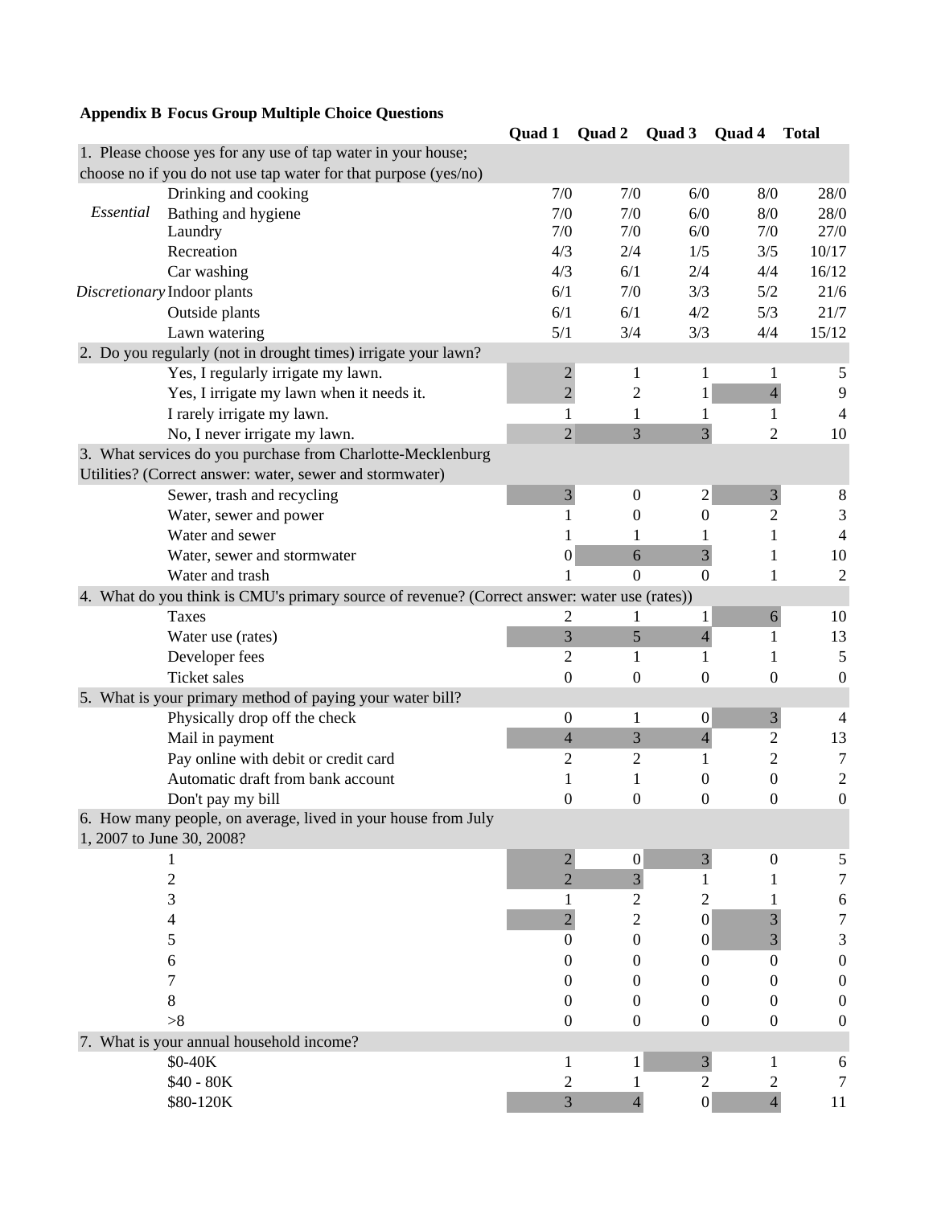**Appendix B Focus Group Multiple Choice Questions**

| | | Quad 1 | Quad 2 | Quad 3 | Quad 4 | Total |
|---|---|---|---|---|---|---|
| 1. Please choose yes for any use of tap water in your house; choose no if you do not use tap water for that purpose (yes/no) | | | | | | |
| *Essential* | Drinking and cooking | 7/0 | 7/0 | 6/0 | 8/0 | 28/0 |
| | Bathing and hygiene | 7/0 | 7/0 | 6/0 | 8/0 | 28/0 |
| | Laundry | 7/0 | 7/0 | 6/0 | 7/0 | 27/0 |
| *Discretionary* | Recreation | 4/3 | 2/4 | 1/5 | 3/5 | 10/17 |
| | Car washing | 4/3 | 6/1 | 2/4 | 4/4 | 16/12 |
| | Indoor plants | 6/1 | 7/0 | 3/3 | 5/2 | 21/6 |
| | Outside plants | 6/1 | 6/1 | 4/2 | 5/3 | 21/7 |
| | Lawn watering | 5/1 | 3/4 | 3/3 | 4/4 | 15/12 |
| 2. Do you regularly (not in drought times) irrigate your lawn? | | | | | | |
| | Yes, I regularly irrigate my lawn. | 2 | 1 | 1 | 1 | 5 |
| | Yes, I irrigate my lawn when it needs it. | 2 | 2 | 1 | 4 | 9 |
| | I rarely irrigate my lawn. | 1 | 1 | 1 | 1 | 4 |
| | No, I never irrigate my lawn. | 2 | 3 | 3 | 2 | 10 |
| 3. What services do you purchase from Charlotte-Mecklenburg Utilities? (Correct answer: water, sewer and stormwater) | | | | | | |
| | Sewer, trash and recycling | 3 | 0 | 2 | 3 | 8 |
| | Water, sewer and power | 1 | 0 | 0 | 2 | 3 |
| | Water and sewer | 1 | 1 | 1 | 1 | 4 |
| | Water, sewer and stormwater | 0 | 6 | 3 | 1 | 10 |
| | Water and trash | 1 | 0 | 0 | 1 | 2 |
| 4. What do you think is CMU's primary source of revenue? (Correct answer: water use (rates)) | | | | | | |
| | Taxes | 2 | 1 | 1 | 6 | 10 |
| | Water use (rates) | 3 | 5 | 4 | 1 | 13 |
| | Developer fees | 2 | 1 | 1 | 1 | 5 |
| | Ticket sales | 0 | 0 | 0 | 0 | 0 |
| 5. What is your primary method of paying your water bill? | | | | | | |
| | Physically drop off the check | 0 | 1 | 0 | 3 | 4 |
| | Mail in payment | 4 | 3 | 4 | 2 | 13 |
| | Pay online with debit or credit card | 2 | 2 | 1 | 2 | 7 |
| | Automatic draft from bank account | 1 | 1 | 0 | 0 | 2 |
| | Don't pay my bill | 0 | 0 | 0 | 0 | 0 |
| 6. How many people, on average, lived in your house from July 1, 2007 to June 30, 2008? | | | | | | |
| | 1 | 2 | 0 | 3 | 0 | 5 |
| | 2 | 2 | 3 | 1 | 1 | 7 |
| | 3 | 1 | 2 | 2 | 1 | 6 |
| | 4 | 2 | 2 | 0 | 3 | 7 |
| | 5 | 0 | 0 | 0 | 3 | 3 |
| | 6 | 0 | 0 | 0 | 0 | 0 |
| | 7 | 0 | 0 | 0 | 0 | 0 |
| | 8 | 0 | 0 | 0 | 0 | 0 |
| | >8 | 0 | 0 | 0 | 0 | 0 |
| 7. What is your annual household income? | | | | | | |
| | $0-40K | 1 | 1 | 3 | 1 | 6 |
| | $40 - 80K | 2 | 1 | 2 | 2 | 7 |
| | $80-120K | 3 | 4 | 0 | 4 | 11 |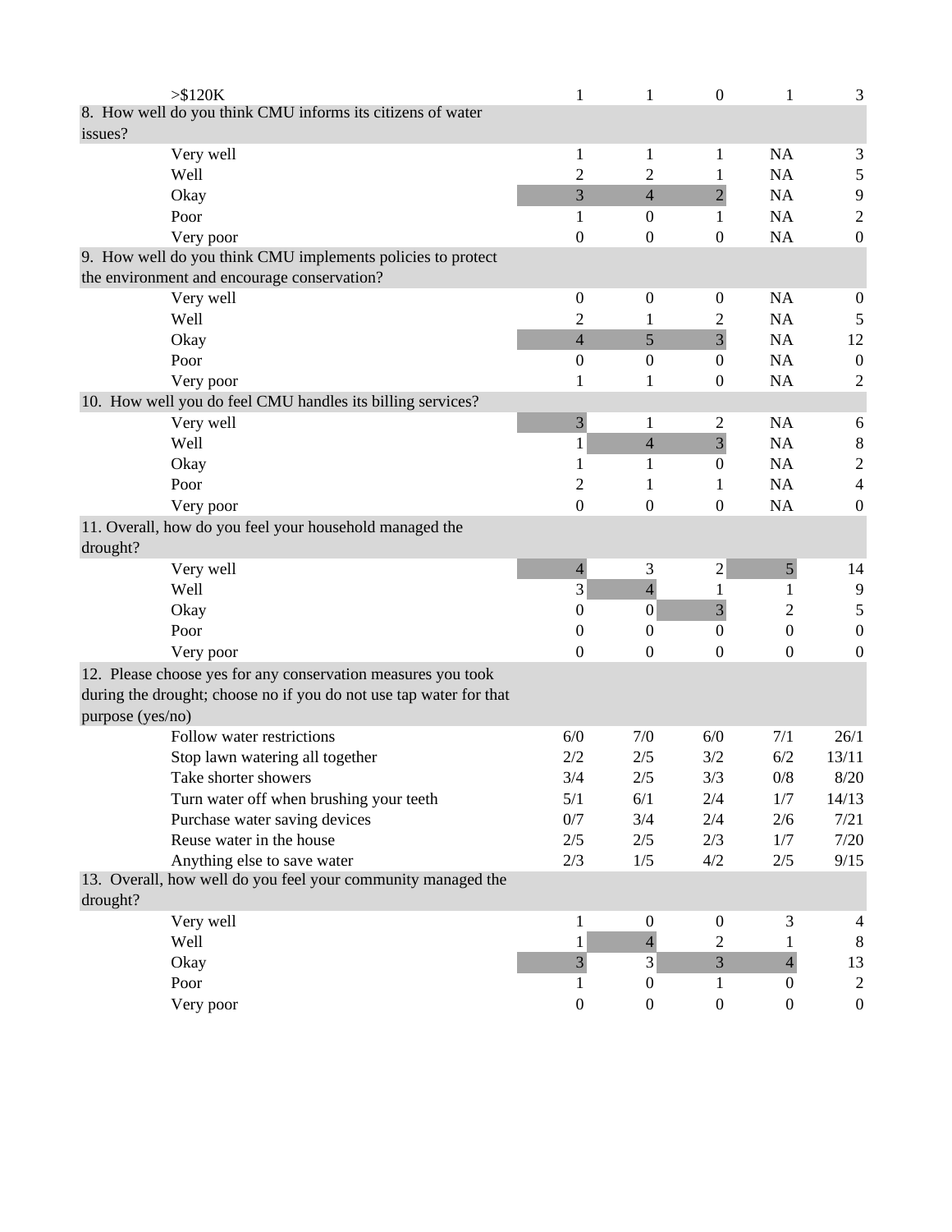| | | | | | |
|---|---|---|---|---|---|
| >$120K | 1 | 1 | 0 | 1 | 3 |
| 8. How well do you think CMU informs its citizens of water issues? | | | | | |
| Very well | 1 | 1 | 1 | NA | 3 |
| Well | 2 | 2 | 1 | NA | 5 |
| Okay | 3 | 4 | 2 | NA | 9 |
| Poor | 1 | 0 | 1 | NA | 2 |
| Very poor | 0 | 0 | 0 | NA | 0 |
| 9. How well do you think CMU implements policies to protect the environment and encourage conservation? | | | | | |
| Very well | 0 | 0 | 0 | NA | 0 |
| Well | 2 | 1 | 2 | NA | 5 |
| Okay | 4 | 5 | 3 | NA | 12 |
| Poor | 0 | 0 | 0 | NA | 0 |
| Very poor | 1 | 1 | 0 | NA | 2 |
| 10. How well you do feel CMU handles its billing services? | | | | | |
| Very well | 3 | 1 | 2 | NA | 6 |
| Well | 1 | 4 | 3 | NA | 8 |
| Okay | 1 | 1 | 0 | NA | 2 |
| Poor | 2 | 1 | 1 | NA | 4 |
| Very poor | 0 | 0 | 0 | NA | 0 |
| 11. Overall, how do you feel your household managed the drought? | | | | | |
| Very well | 4 | 3 | 2 | 5 | 14 |
| Well | 3 | 4 | 1 | 1 | 9 |
| Okay | 0 | 0 | 3 | 2 | 5 |
| Poor | 0 | 0 | 0 | 0 | 0 |
| Very poor | 0 | 0 | 0 | 0 | 0 |
| 12. Please choose yes for any conservation measures you took during the drought; choose no if you do not use tap water for that purpose (yes/no) | | | | | |
| Follow water restrictions | 6/0 | 7/0 | 6/0 | 7/1 | 26/1 |
| Stop lawn watering all together | 2/2 | 2/5 | 3/2 | 6/2 | 13/11 |
| Take shorter showers | 3/4 | 2/5 | 3/3 | 0/8 | 8/20 |
| Turn water off when brushing your teeth | 5/1 | 6/1 | 2/4 | 1/7 | 14/13 |
| Purchase water saving devices | 0/7 | 3/4 | 2/4 | 2/6 | 7/21 |
| Reuse water in the house | 2/5 | 2/5 | 2/3 | 1/7 | 7/20 |
| Anything else to save water | 2/3 | 1/5 | 4/2 | 2/5 | 9/15 |
| 13. Overall, how well do you feel your community managed the drought? | | | | | |
| Very well | 1 | 0 | 0 | 3 | 4 |
| Well | 1 | 4 | 2 | 1 | 8 |
| Okay | 3 | 3 | 3 | 4 | 13 |
| Poor | 1 | 0 | 1 | 0 | 2 |
| Very poor | 0 | 0 | 0 | 0 | 0 |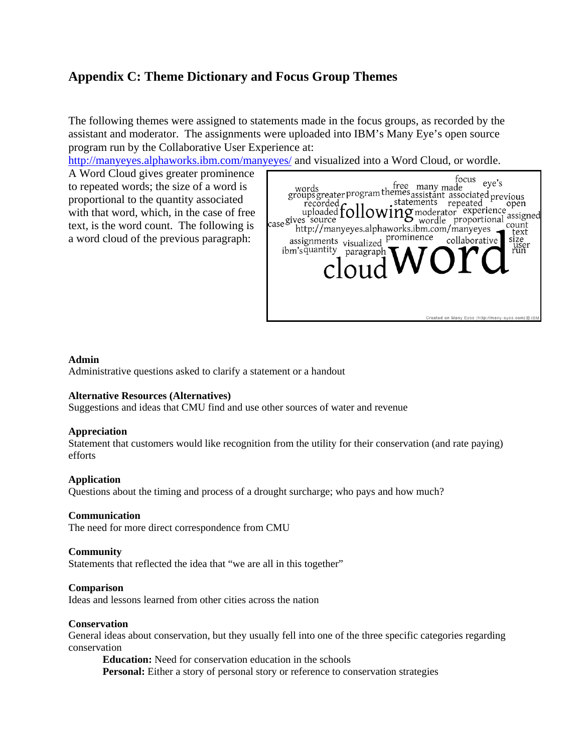## Appendix C: Theme Dictionary and Focus Group Themes

The following themes were assigned to statements made in the focus groups, as recorded by the assistant and moderator. The assignments were uploaded into IBM's Many Eye's open source program run by the Collaborative User Experience at: http://manyeyes.alphaworks.ibm.com/manyeyes/ and visualized into a Word Cloud, or wordle. A Word Cloud gives greater prominence to repeated words; the size of a word is proportional to the quantity associated with that word, which, in the case of free text, is the word count. The following is a word cloud of the previous paragraph:

**Admin**
Administrative questions asked to clarify a statement or a handout

**Alternative Resources (Alternatives)**
Suggestions and ideas that CMU find and use other sources of water and revenue

**Appreciation**
Statement that customers would like recognition from the utility for their conservation (and rate paying) efforts

**Application**
Questions about the timing and process of a drought surcharge; who pays and how much?

**Communication**
The need for more direct correspondence from CMU

**Community**
Statements that reflected the idea that "we are all in this together"

**Comparison**
Ideas and lessons learned from other cities across the nation

**Conservation**
General ideas about conservation, but they usually fell into one of the three specific categories regarding conservation

- **Education:** Need for conservation education in the schools
- **Personal:** Either a story of personal story or reference to conservation strategies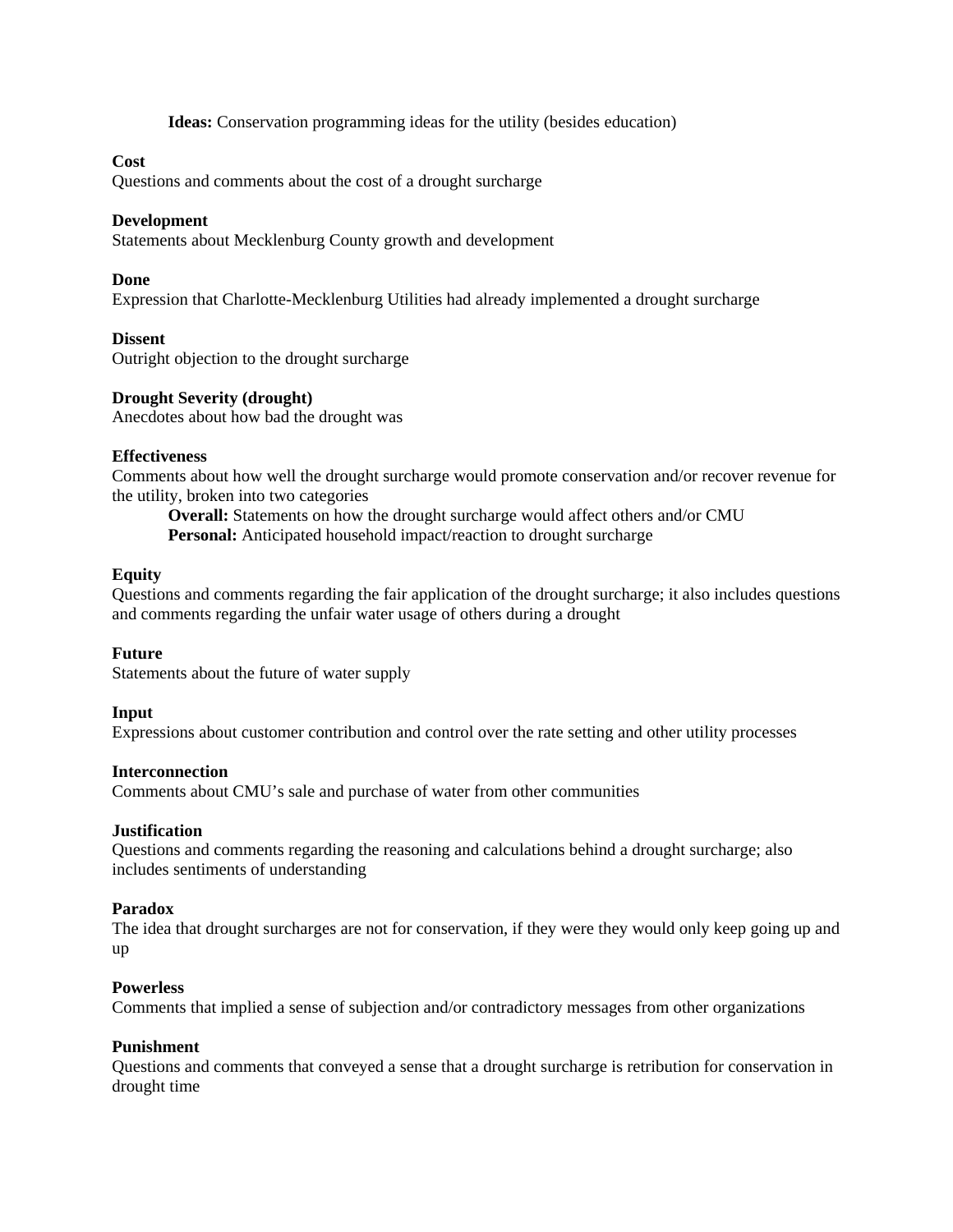**Ideas:** Conservation programming ideas for the utility (besides education)

**Cost**
Questions and comments about the cost of a drought surcharge

**Development**
Statements about Mecklenburg County growth and development

**Done**
Expression that Charlotte-Mecklenburg Utilities had already implemented a drought surcharge

**Dissent**
Outright objection to the drought surcharge

**Drought Severity (drought)**
Anecdotes about how bad the drought was

**Effectiveness**
Comments about how well the drought surcharge would promote conservation and/or recover revenue for the utility, broken into two categories

**Overall:** Statements on how the drought surcharge would affect others and/or CMU

**Personal:** Anticipated household impact/reaction to drought surcharge

**Equity**
Questions and comments regarding the fair application of the drought surcharge; it also includes questions and comments regarding the unfair water usage of others during a drought

**Future**
Statements about the future of water supply

**Input**
Expressions about customer contribution and control over the rate setting and other utility processes

**Interconnection**
Comments about CMU's sale and purchase of water from other communities

**Justification**
Questions and comments regarding the reasoning and calculations behind a drought surcharge; also includes sentiments of understanding

**Paradox**
The idea that drought surcharges are not for conservation, if they were they would only keep going up and up

**Powerless**
Comments that implied a sense of subjection and/or contradictory messages from other organizations

**Punishment**
Questions and comments that conveyed a sense that a drought surcharge is retribution for conservation in drought time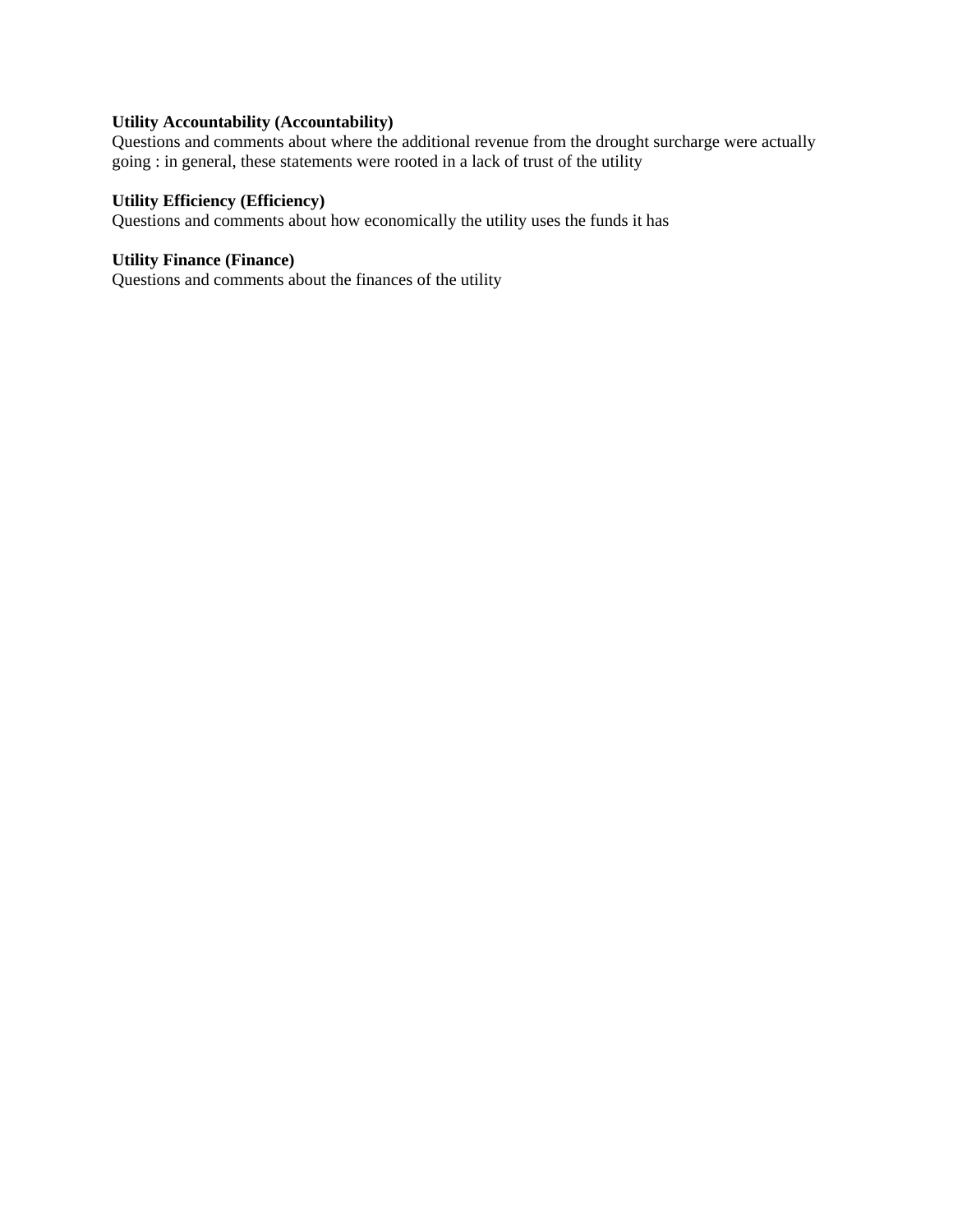**Utility Accountability (Accountability)**
Questions and comments about where the additional revenue from the drought surcharge were actually going : in general, these statements were rooted in a lack of trust of the utility

**Utility Efficiency (Efficiency)**
Questions and comments about how economically the utility uses the funds it has

**Utility Finance (Finance)**
Questions and comments about the finances of the utility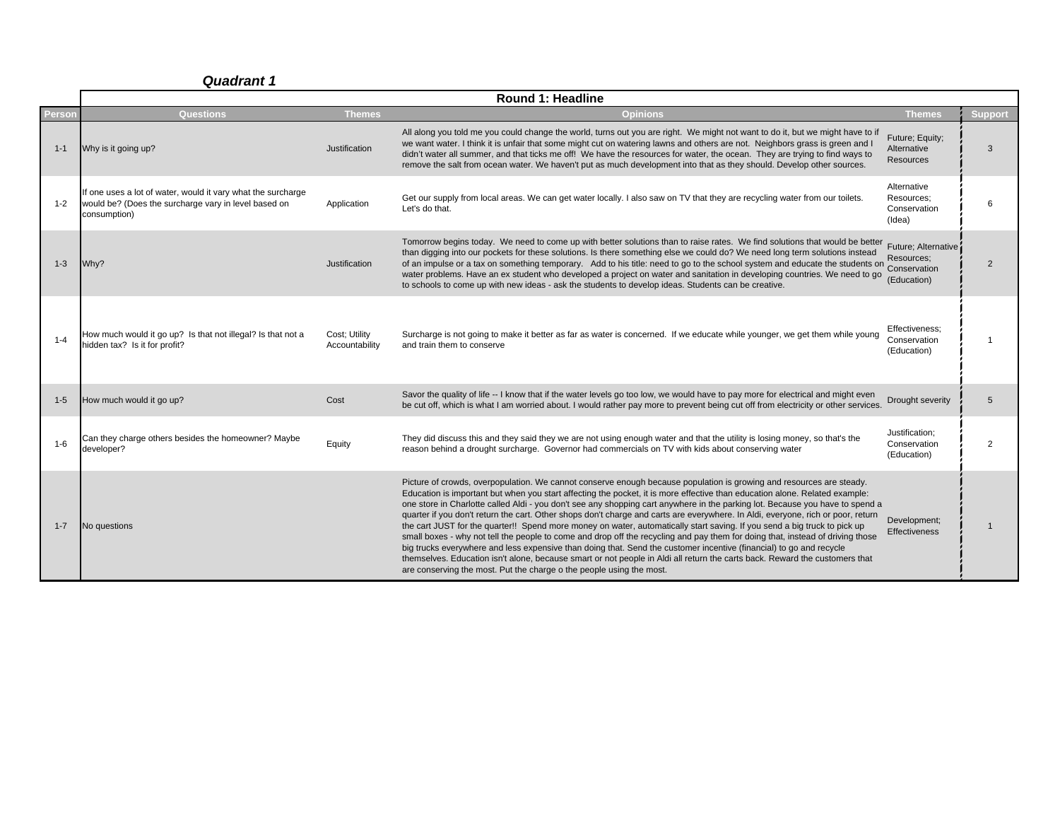### *Quadrant 1*

| Person | Questions | Themes | Opinions | Themes | Support |
|---|---|---|---|---|---|
| | **Round 1: Headline** | | | | |
| 1-1 | Why is it going up? | Justification | All along you told me you could change the world, turns out you are right. We might not want to do it, but we might have to if we want water. I think it is unfair that some might cut on watering lawns and others are not. Neighbors grass is green and I didn't water all summer, and that ticks me off! We have the resources for water, the ocean. They are trying to find ways to remove the salt from ocean water. We haven't put as much development into that as they should. Develop other sources. | Future; Equity; Alternative Resources | 3 |
| 1-2 | If one uses a lot of water, would it vary what the surcharge would be? (Does the surcharge vary in level based on consumption) | Application | Get our supply from local areas. We can get water locally. I also saw on TV that they are recycling water from our toilets. Let's do that. | Alternative Resources; Conservation (Idea) | 6 |
| 1-3 | Why? | Justification | Tomorrow begins today. We need to come up with better solutions than to raise rates. We find solutions that would be better than digging into our pockets for these solutions. Is there something else we could do? We need long term solutions instead of an impulse or a tax on something temporary. Add to his title: need to go to the school system and educate the students on water problems. Have an ex student who developed a project on water and sanitation in developing countries. We need to go to schools to come up with new ideas - ask the students to develop ideas. Students can be creative. | Future; Alternative Resources; Conservation (Education) | 2 |
| 1-4 | How much would it go up? Is that not illegal? Is that not a hidden tax? Is it for profit? | Cost; Utility Accountability | Surcharge is not going to make it better as far as water is concerned. If we educate while younger, we get them while young and train them to conserve | Effectiveness; Conservation (Education) | 1 |
| 1-5 | How much would it go up? | Cost | Savor the quality of life -- I know that if the water levels go too low, we would have to pay more for electrical and might even be cut off, which is what I am worried about. I would rather pay more to prevent being cut off from electricity or other services. | Drought severity | 5 |
| 1-6 | Can they charge others besides the homeowner? Maybe developer? | Equity | They did discuss this and they said they we are not using enough water and that the utility is losing money, so that's the reason behind a drought surcharge. Governor had commercials on TV with kids about conserving water | Justification; Conservation (Education) | 2 |
| 1-7 | No questions | | Picture of crowds, overpopulation. We cannot conserve enough because population is growing and resources are steady. Education is important but when you start affecting the pocket, it is more effective than education alone. Related example: one store in Charlotte called Aldi - you don't see any shopping cart anywhere in the parking lot. Because you have to spend a quarter if you don't return the cart. Other shops don't charge and carts are everywhere. In Aldi, everyone, rich or poor, return the cart JUST for the quarter!! Spend more money on water, automatically start saving. If you send a big truck to pick up small boxes - why not tell the people to come and drop off the recycling and pay them for doing that, instead of driving those big trucks everywhere and less expensive than doing that. Send the customer incentive (financial) to go and recycle themselves. Education isn't alone, because smart or not people in Aldi all return the carts back. Reward the customers that are conserving the most. Put the charge o the people using the most. | Development; Effectiveness | 1 |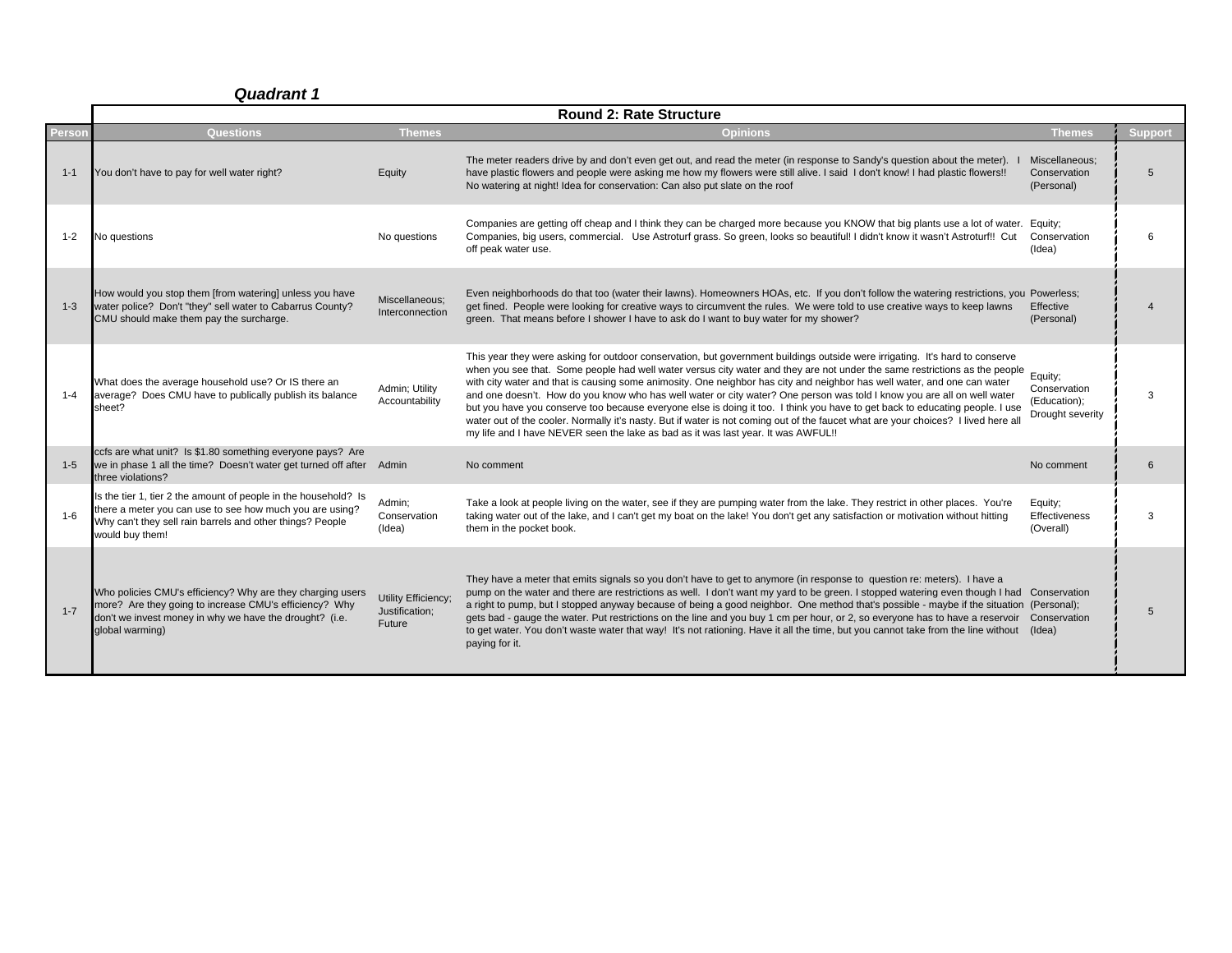***Quadrant 1***

| | Round 2: Rate Structure | | | | |
|---|---|---|---|---|---|
| **Person** | **Questions** | **Themes** | **Opinions** | **Themes** | **Support** |
| 1-1 | You don't have to pay for well water right? | Equity | The meter readers drive by and don't even get out, and read the meter (in response to Sandy's question about the meter). I have plastic flowers and people were asking me how my flowers were still alive. I said I don't know! I had plastic flowers!! No watering at night! Idea for conservation: Can also put slate on the roof | Miscellaneous; Conservation (Personal) | 5 |
| 1-2 | No questions | No questions | Companies are getting off cheap and I think they can be charged more because you KNOW that big plants use a lot of water. Companies, big users, commercial. Use Astroturf grass. So green, looks so beautiful! I didn't know it wasn't Astroturf!! Cut off peak water use. | Equity; Conservation (Idea) | 6 |
| 1-3 | How would you stop them [from watering] unless you have water police? Don't "they" sell water to Cabarrus County? CMU should make them pay the surcharge. | Miscellaneous; Interconnection | Even neighborhoods do that too (water their lawns). Homeowners HOAs, etc. If you don't follow the watering restrictions, you get fined. People were looking for creative ways to circumvent the rules. We were told to use creative ways to keep lawns green. That means before I shower I have to ask do I want to buy water for my shower? | Powerless; Effective (Personal) | 4 |
| 1-4 | What does the average household use? Or IS there an average? Does CMU have to publically publish its balance sheet? | Admin; Utility Accountability | This year they were asking for outdoor conservation, but government buildings outside were irrigating. It's hard to conserve when you see that. Some people had well water versus city water and they are not under the same restrictions as the people with city water and that is causing some animosity. One neighbor has city and neighbor has well water, and one can water and one doesn't. How do you know who has well water or city water? One person was told I know you are all on well water but you have you conserve too because everyone else is doing it too. I think you have to get back to educating people. I use water out of the cooler. Normally it's nasty. But if water is not coming out of the faucet what are your choices? I lived here all my life and I have NEVER seen the lake as bad as it was last year. It was AWFUL!! | Equity; Conservation (Education); Drought severity | 3 |
| 1-5 | ccfs are what unit? Is $1.80 something everyone pays? Are we in phase 1 all the time? Doesn't water get turned off after three violations? | Admin | No comment | No comment | 6 |
| 1-6 | Is the tier 1, tier 2 the amount of people in the household? Is there a meter you can use to see how much you are using? Why can't they sell rain barrels and other things? People would buy them! | Admin; Conservation (Idea) | Take a look at people living on the water, see if they are pumping water from the lake. They restrict in other places. You're taking water out of the lake, and I can't get my boat on the lake! You don't get any satisfaction or motivation without hitting them in the pocket book. | Equity; Effectiveness (Overall) | 3 |
| 1-7 | Who policies CMU's efficiency? Why are they charging users more? Are they going to increase CMU's efficiency? Why don't we invest money in why we have the drought? (i.e. global warming) | Utility Efficiency; Justification; Future | They have a meter that emits signals so you don't have to get to anymore (in response to question re: meters). I have a pump on the water and there are restrictions as well. I don't want my yard to be green. I stopped watering even though I had a right to pump, but I stopped anyway because of being a good neighbor. One method that's possible - maybe if the situation gets bad - gauge the water. Put restrictions on the line and you buy 1 cm per hour, or 2, so everyone has to have a reservoir to get water. You don't waste water that way! It's not rationing. Have it all the time, but you cannot take from the line without paying for it. | Conservation (Personal); Conservation (Idea) | 5 |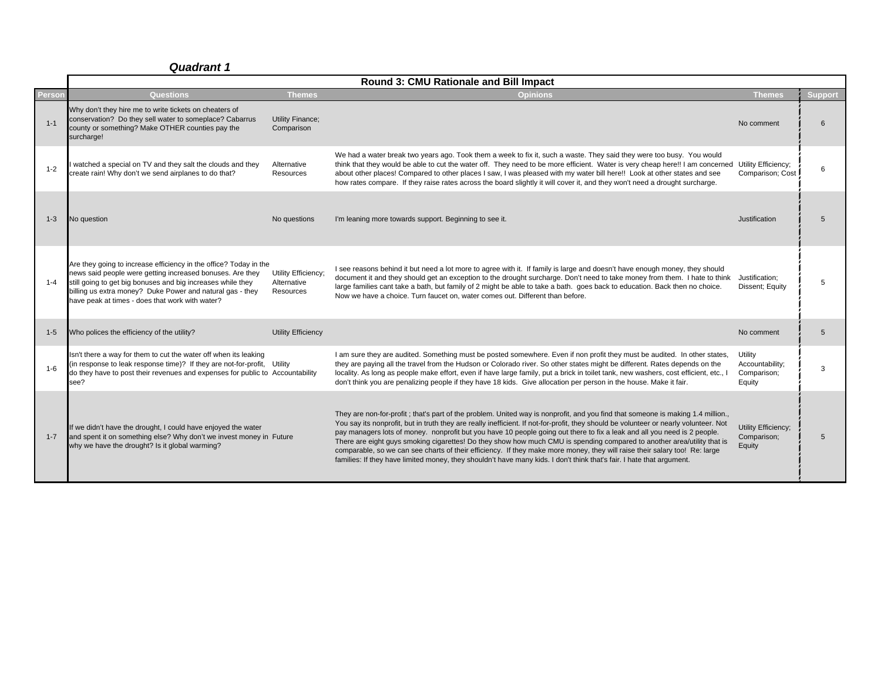### *Quadrant 1*

| | Round 3: CMU Rationale and Bill Impact | | | | |
|---|---|---|---|---|---|
| **Person** | **Questions** | **Themes** | **Opinions** | **Themes** | **Support** |
| 1-1 | Why don't they hire me to write tickets on cheaters of conservation? Do they sell water to someplace? Cabarrus county or something? Make OTHER counties pay the surcharge! | Utility Finance; Comparison | | No comment | 6 |
| 1-2 | I watched a special on TV and they salt the clouds and they create rain! Why don't we send airplanes to do that? | Alternative Resources | We had a water break two years ago. Took them a week to fix it, such a waste. They said they were too busy. You would think that they would be able to cut the water off. They need to be more efficient. Water is very cheap here!! I am concerned about other places! Compared to other places I saw, I was pleased with my water bill here!! Look at other states and see how rates compare. If they raise rates across the board slightly it will cover it, and they won't need a drought surcharge. | Utility Efficiency; Comparison; Cost | 6 |
| 1-3 | No question | No questions | I'm leaning more towards support. Beginning to see it. | Justification | 5 |
| 1-4 | Are they going to increase efficiency in the office? Today in the news said people were getting increased bonuses. Are they still going to get big bonuses and big increases while they billing us extra money? Duke Power and natural gas - they have peak at times - does that work with water? | Utility Efficiency; Alternative Resources | I see reasons behind it but need a lot more to agree with it. If family is large and doesn't have enough money, they should document it and they should get an exception to the drought surcharge. Don't need to take money from them. I hate to think large families cant take a bath, but family of 2 might be able to take a bath. goes back to education. Back then no choice. Now we have a choice. Turn faucet on, water comes out. Different than before. | Justification; Dissent; Equity | 5 |
| 1-5 | Who polices the efficiency of the utility? | Utility Efficiency | | No comment | 5 |
| 1-6 | Isn't there a way for them to cut the water off when its leaking (in response to leak response time)? If they are not-for-profit, do they have to post their revenues and expenses for public to see? | Utility Accountability | I am sure they are audited. Something must be posted somewhere. Even if non profit they must be audited. In other states, they are paying all the travel from the Hudson or Colorado river. So other states might be different. Rates depends on the locality. As long as people make effort, even if have large family, put a brick in toilet tank, new washers, cost efficient, etc., I don't think you are penalizing people if they have 18 kids. Give allocation per person in the house. Make it fair. | Utility Accountability; Comparison; Equity | 3 |
| 1-7 | If we didn't have the drought, I could have enjoyed the water and spent it on something else? Why don't we invest money in why we have the drought? Is it global warming? | Future | They are non-for-profit ; that's part of the problem. United way is nonprofit, and you find that someone is making 1.4 million., You say its nonprofit, but in truth they are really inefficient. If not-for-profit, they should be volunteer or nearly volunteer. Not pay managers lots of money. nonprofit but you have 10 people going out there to fix a leak and all you need is 2 people. There are eight guys smoking cigarettes! Do they show how much CMU is spending compared to another area/utility that is comparable, so we can see charts of their efficiency. If they make more money, they will raise their salary too! Re: large families: If they have limited money, they shouldn't have many kids. I don't think that's fair. I hate that argument. | Utility Efficiency; Comparison; Equity | 5 |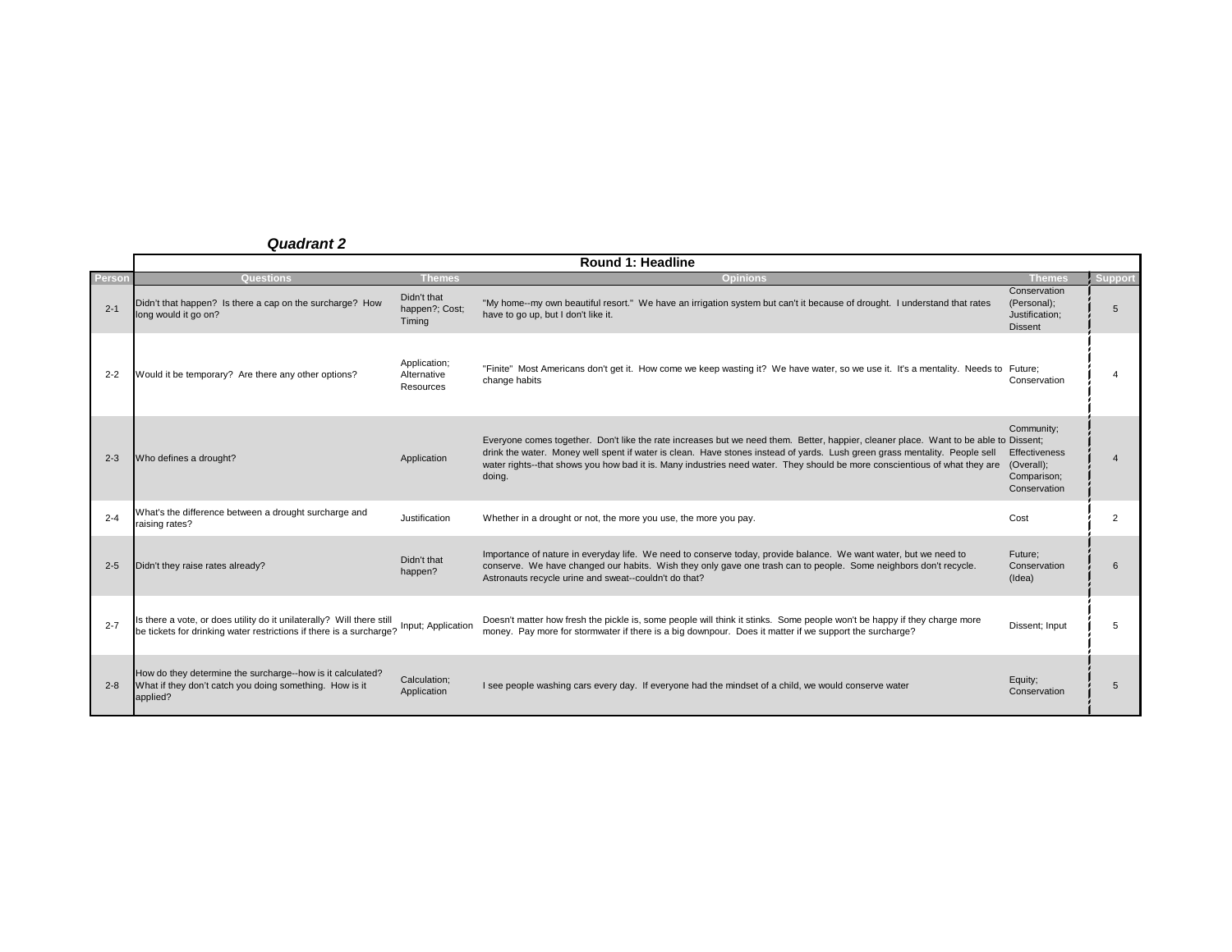***Quadrant 2***

| Person | Round 1: Headline | | | | |
|---|---|---|---|---|---|
| | **Questions** | **Themes** | **Opinions** | **Themes** | **Support** |
| 2-1 | Didn't that happen? Is there a cap on the surcharge? How long would it go on? | Didn't that happen?; Cost; Timing | "My home--my own beautiful resort." We have an irrigation system but can't it because of drought. I understand that rates have to go up, but I don't like it. | Conservation (Personal); Justification; Dissent | 5 |
| 2-2 | Would it be temporary? Are there any other options? | Application; Alternative Resources | "Finite" Most Americans don't get it. How come we keep wasting it? We have water, so we use it. It's a mentality. Needs to change habits | Future; Conservation | 4 |
| 2-3 | Who defines a drought? | Application | Everyone comes together. Don't like the rate increases but we need them. Better, happier, cleaner place. Want to be able to drink the water. Money well spent if water is clean. Have stones instead of yards. Lush green grass mentality. People sell water rights--that shows you how bad it is. Many industries need water. They should be more conscientious of what they are doing. | Community; Dissent; Effectiveness (Overall); Comparison; Conservation | 4 |
| 2-4 | What's the difference between a drought surcharge and raising rates? | Justification | Whether in a drought or not, the more you use, the more you pay. | Cost | 2 |
| 2-5 | Didn't they raise rates already? | Didn't that happen? | Importance of nature in everyday life. We need to conserve today, provide balance. We want water, but we need to conserve. We have changed our habits. Wish they only gave one trash can to people. Some neighbors don't recycle. Astronauts recycle urine and sweat--couldn't do that? | Future; Conservation (Idea) | 6 |
| 2-7 | Is there a vote, or does utility do it unilaterally? Will there still be tickets for drinking water restrictions if there is a surcharge? | Input; Application | Doesn't matter how fresh the pickle is, some people will think it stinks. Some people won't be happy if they charge more money. Pay more for stormwater if there is a big downpour. Does it matter if we support the surcharge? | Dissent; Input | 5 |
| 2-8 | How do they determine the surcharge--how is it calculated? What if they don't catch you doing something. How is it applied? | Calculation; Application | I see people washing cars every day. If everyone had the mindset of a child, we would conserve water | Equity; Conservation | 5 |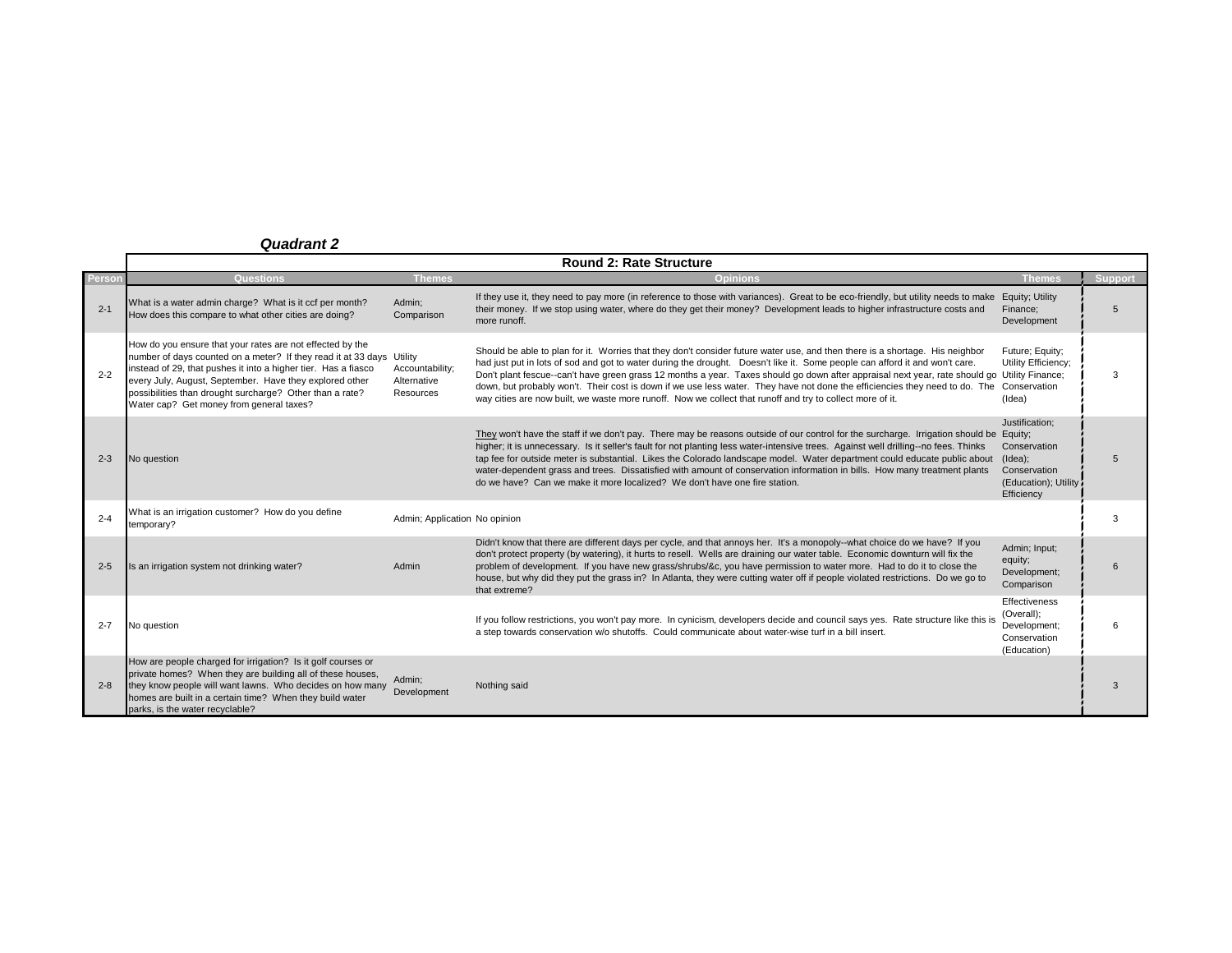***Quadrant 2***

| | Round 2: Rate Structure | | | | |
|---|---|---|---|---|---|
| **Person** | **Questions** | **Themes** | **Opinions** | **Themes** | **Support** |
| 2-1 | What is a water admin charge? What is it ccf per month? How does this compare to what other cities are doing? | Admin; Comparison | If they use it, they need to pay more (in reference to those with variances). Great to be eco-friendly, but utility needs to make their money. If we stop using water, where do they get their money? Development leads to higher infrastructure costs and more runoff. | Equity; Utility Finance; Development | 5 |
| 2-2 | How do you ensure that your rates are not effected by the number of days counted on a meter? If they read it at 33 days instead of 29, that pushes it into a higher tier. Has a fiasco every July, August, September. Have they explored other possibilities than drought surcharge? Other than a rate? Water cap? Get money from general taxes? | Utility Accountability; Alternative Resources | Should be able to plan for it. Worries that they don't consider future water use, and then there is a shortage. His neighbor had just put in lots of sod and got to water during the drought. Doesn't like it. Some people can afford it and won't care. Don't plant fescue--can't have green grass 12 months a year. Taxes should go down after appraisal next year, rate should go down, but probably won't. Their cost is down if we use less water. They have not done the efficiencies they need to do. The way cities are now built, we waste more runoff. Now we collect that runoff and try to collect more of it. | Future; Equity; Utility Efficiency; Utility Finance; Conservation (Idea) | 3 |
| 2-3 | No question | | They won't have the staff if we don't pay. There may be reasons outside of our control for the surcharge. Irrigation should be higher; it is unnecessary. Is it seller's fault for not planting less water-intensive trees. Against well drilling--no fees. Thinks tap fee for outside meter is substantial. Likes the Colorado landscape model. Water department could educate public about water-dependent grass and trees. Dissatisfied with amount of conservation information in bills. How many treatment plants do we have? Can we make it more localized? We don't have one fire station. | Justification; Equity; Conservation (Idea); Conservation (Education); Utility Efficiency | 5 |
| 2-4 | What is an irrigation customer? How do you define temporary? | Admin; Application | No opinion | | 3 |
| 2-5 | Is an irrigation system not drinking water? | Admin | Didn't know that there are different days per cycle, and that annoys her. It's a monopoly--what choice do we have? If you don't protect property (by watering), it hurts to resell. Wells are draining our water table. Economic downturn will fix the problem of development. If you have new grass/shrubs/&c, you have permission to water more. Had to do it to close the house, but why did they put the grass in? In Atlanta, they were cutting water off if people violated restrictions. Do we go to that extreme? | Admin; Input; equity; Development; Comparison | 6 |
| 2-7 | No question | | If you follow restrictions, you won't pay more. In cynicism, developers decide and council says yes. Rate structure like this is a step towards conservation w/o shutoffs. Could communicate about water-wise turf in a bill insert. | Effectiveness (Overall); Development; Conservation (Education) | 6 |
| 2-8 | How are people charged for irrigation? Is it golf courses or private homes? When they are building all of these houses, they know people will want lawns. Who decides on how many homes are built in a certain time? When they build water parks, is the water recyclable? | Admin; Development | Nothing said | | 3 |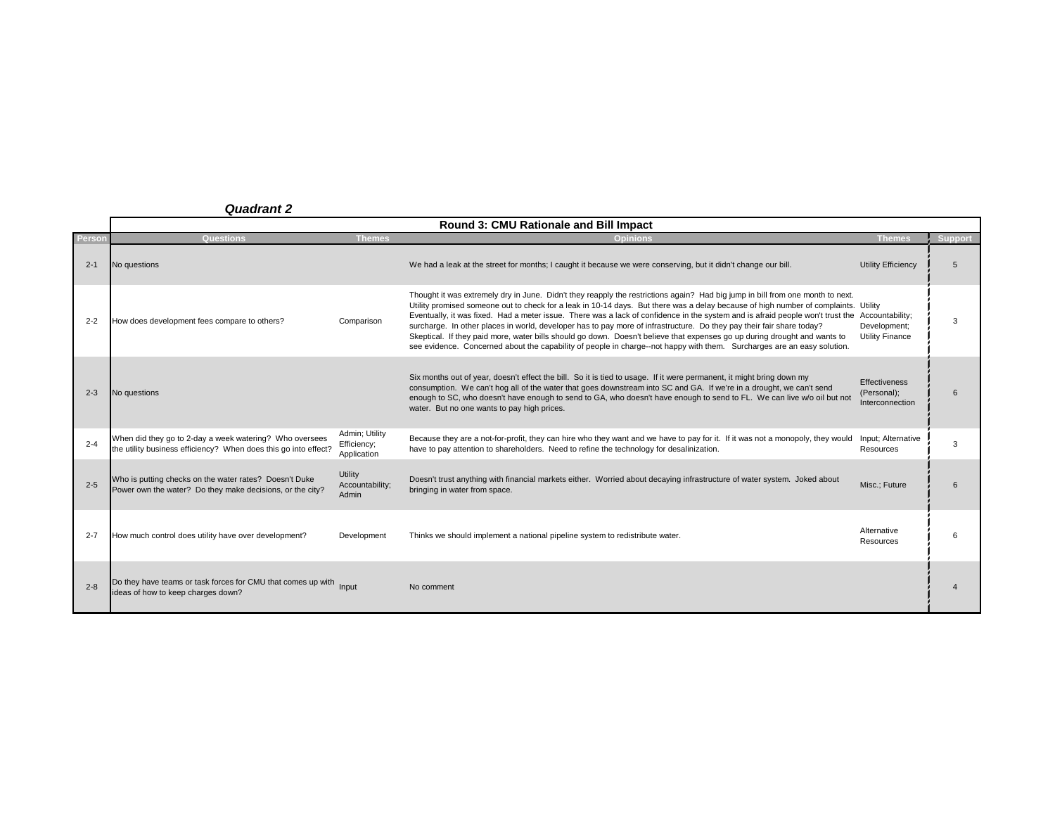***Quadrant 2***

| | Round 3: CMU Rationale and Bill Impact | | | | |
|---|---|---|---|---|---|
| **Person** | **Questions** | **Themes** | **Opinions** | **Themes** | **Support** |
| 2-1 | No questions | | We had a leak at the street for months; I caught it because we were conserving, but it didn't change our bill. | Utility Efficiency | 5 |
| 2-2 | How does development fees compare to others? | Comparison | Thought it was extremely dry in June. Didn't they reapply the restrictions again? Had big jump in bill from one month to next. Utility promised someone out to check for a leak in 10-14 days. But there was a delay because of high number of complaints. Eventually, it was fixed. Had a meter issue. There was a lack of confidence in the system and is afraid people won't trust the surcharge. In other places in world, developer has to pay more of infrastructure. Do they pay their fair share today? Skeptical. If they paid more, water bills should go down. Doesn't believe that expenses go up during drought and wants to see evidence. Concerned about the capability of people in charge--not happy with them. Surcharges are an easy solution. | Utility Accountability; Development; Utility Finance | 3 |
| 2-3 | No questions | | Six months out of year, doesn't effect the bill. So it is tied to usage. If it were permanent, it might bring down my consumption. We can't hog all of the water that goes downstream into SC and GA. If we're in a drought, we can't send enough to SC, who doesn't have enough to send to GA, who doesn't have enough to send to FL. We can live w/o oil but not water. But no one wants to pay high prices. | Effectiveness (Personal); Interconnection | 6 |
| 2-4 | When did they go to 2-day a week watering? Who oversees the utility business efficiency? When does this go into effect? | Admin; Utility Efficiency; Application | Because they are a not-for-profit, they can hire who they want and we have to pay for it. If it was not a monopoly, they would have to pay attention to shareholders. Need to refine the technology for desalinization. | Input; Alternative Resources | 3 |
| 2-5 | Who is putting checks on the water rates? Doesn't Duke Power own the water? Do they make decisions, or the city? | Utility Accountability; Admin | Doesn't trust anything with financial markets either. Worried about decaying infrastructure of water system. Joked about bringing in water from space. | Misc.; Future | 6 |
| 2-7 | How much control does utility have over development? | Development | Thinks we should implement a national pipeline system to redistribute water. | Alternative Resources | 6 |
| 2-8 | Do they have teams or task forces for CMU that comes up with ideas of how to keep charges down? | Input | No comment | | 4 |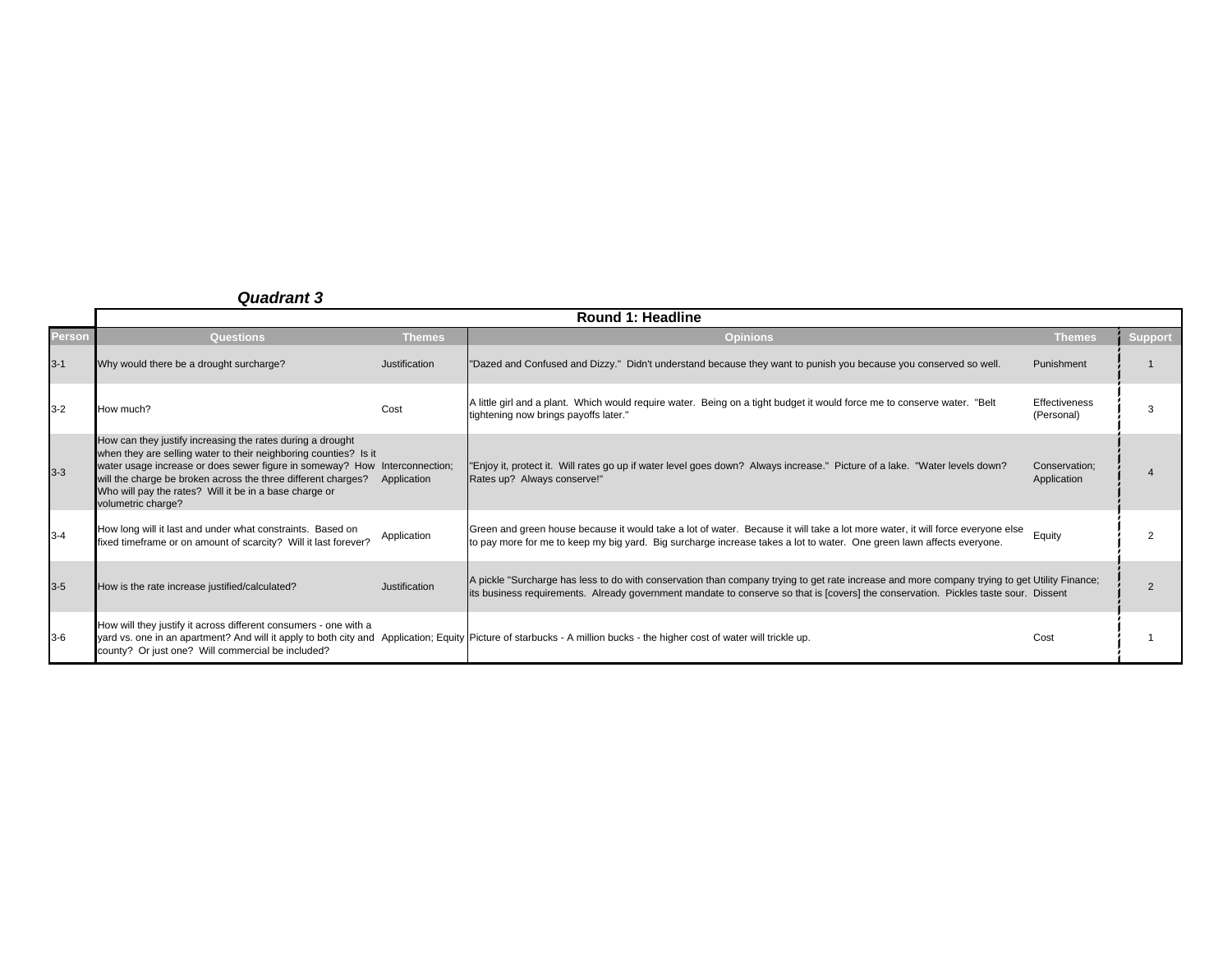***Quadrant 3***

| | Round 1: Headline | | | | |
|---|---|---|---|---|---|
| **Person** | **Questions** | **Themes** | **Opinions** | **Themes** | **Support** |
| 3-1 | Why would there be a drought surcharge? | Justification | "Dazed and Confused and Dizzy." Didn't understand because they want to punish you because you conserved so well. | Punishment | 1 |
| 3-2 | How much? | Cost | A little girl and a plant. Which would require water. Being on a tight budget it would force me to conserve water. "Belt tightening now brings payoffs later." | Effectiveness (Personal) | 3 |
| 3-3 | How can they justify increasing the rates during a drought when they are selling water to their neighboring counties? Is it water usage increase or does sewer figure in someway? How will the charge be broken across the three different charges? Who will pay the rates? Will it be in a base charge or volumetric charge? | Interconnection; Application | "Enjoy it, protect it. Will rates go up if water level goes down? Always increase." Picture of a lake. "Water levels down? Rates up? Always conserve!" | Conservation; Application | 4 |
| 3-4 | How long will it last and under what constraints. Based on fixed timeframe or on amount of scarcity? Will it last forever? | Application | Green and green house because it would take a lot of water. Because it will take a lot more water, it will force everyone else to pay more for me to keep my big yard. Big surcharge increase takes a lot to water. One green lawn affects everyone. | Equity | 2 |
| 3-5 | How is the rate increase justified/calculated? | Justification | A pickle "Surcharge has less to do with conservation than company trying to get rate increase and more company trying to get its business requirements. Already government mandate to conserve so that is [covers] the conservation. Pickles taste sour. | Utility Finance; Dissent | 2 |
| 3-6 | How will they justify it across different consumers - one with a yard vs. one in an apartment? And will it apply to both city and county? Or just one? Will commercial be included? | Application; Equity | Picture of starbucks - A million bucks - the higher cost of water will trickle up. | Cost | 1 |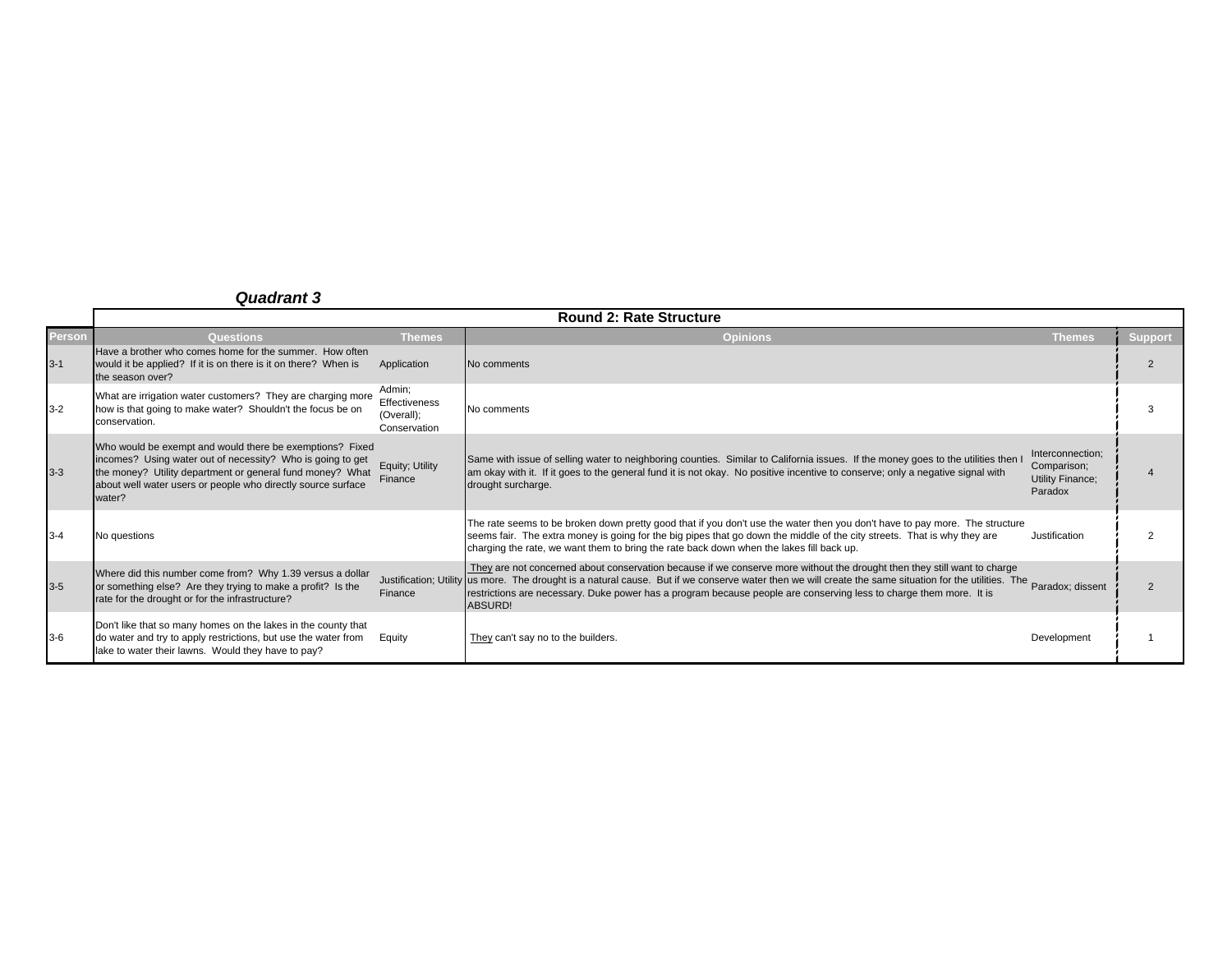### *Quadrant 3*

| Person | Round 2: Rate Structure | | | | Support |
|---|---|---|---|---|---|
| | Questions | Themes | Opinions | Themes | |
| 3-1 | Have a brother who comes home for the summer. How often would it be applied? If it is on there is it on there? When is the season over? | Application | No comments | | 2 |
| 3-2 | What are irrigation water customers? They are charging more how is that going to make water? Shouldn't the focus be on conservation. | Admin; Effectiveness (Overall); Conservation | No comments | | 3 |
| 3-3 | Who would be exempt and would there be exemptions? Fixed incomes? Using water out of necessity? Who is going to get the money? Utility department or general fund money? What about well water users or people who directly source surface water? | Equity; Utility Finance | Same with issue of selling water to neighboring counties. Similar to California issues. If the money goes to the utilities then I am okay with it. If it goes to the general fund it is not okay. No positive incentive to conserve; only a negative signal with drought surcharge. | Interconnection; Comparison; Utility Finance; Paradox | 4 |
| 3-4 | No questions | | The rate seems to be broken down pretty good that if you don't use the water then you don't have to pay more. The structure seems fair. The extra money is going for the big pipes that go down the middle of the city streets. That is why they are charging the rate, we want them to bring the rate back down when the lakes fill back up. | Justification | 2 |
| 3-5 | Where did this number come from? Why 1.39 versus a dollar or something else? Are they trying to make a profit? Is the rate for the drought or for the infrastructure? | Justification; Utility Finance | They are not concerned about conservation because if we conserve more without the drought then they still want to charge us more. The drought is a natural cause. But if we conserve water then we will create the same situation for the utilities. The restrictions are necessary. Duke power has a program because people are conserving less to charge them more. It is ABSURD! | Paradox; dissent | 2 |
| 3-6 | Don't like that so many homes on the lakes in the county that do water and try to apply restrictions, but use the water from lake to water their lawns. Would they have to pay? | Equity | They can't say no to the builders. | Development | 1 |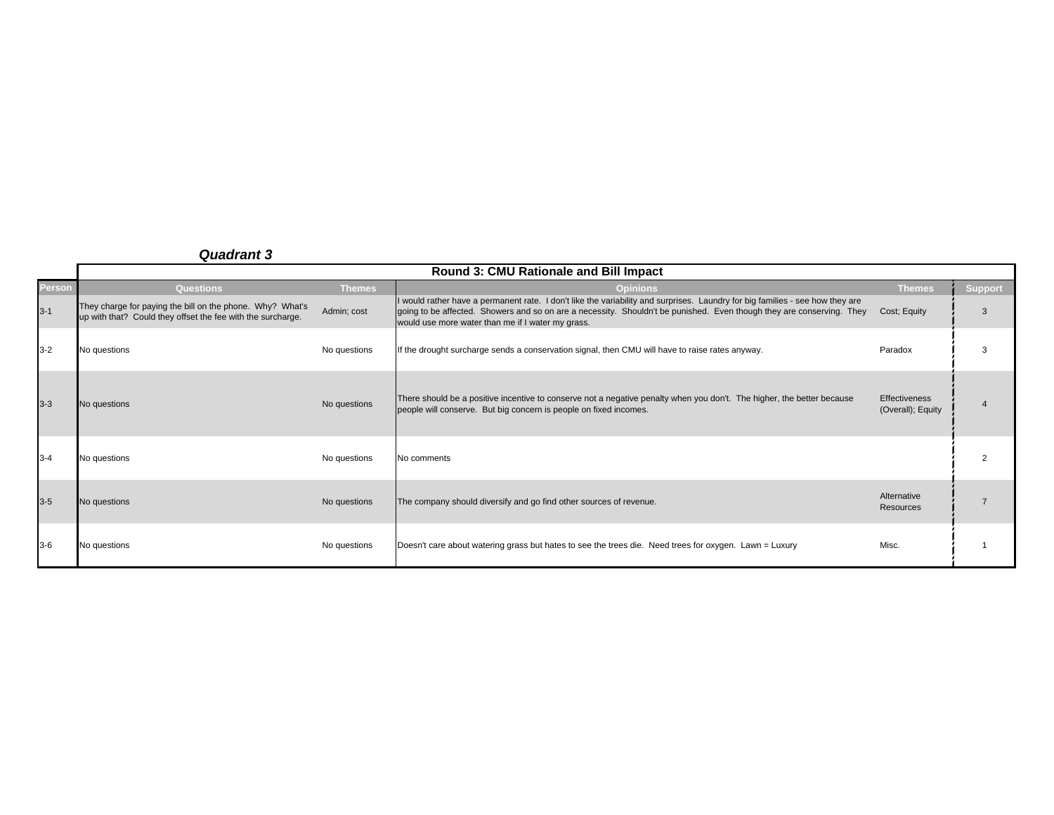### *Quadrant 3*

| | Round 3: CMU Rationale and Bill Impact | | | | |
|---|---|---|---|---|---|
| **Person** | **Questions** | **Themes** | **Opinions** | **Themes** | **Support** |
| 3-1 | They charge for paying the bill on the phone. Why? What's up with that? Could they offset the fee with the surcharge. | Admin; cost | I would rather have a permanent rate. I don't like the variability and surprises. Laundry for big families - see how they are going to be affected. Showers and so on are a necessity. Shouldn't be punished. Even though they are conserving. They would use more water than me if I water my grass. | Cost; Equity | 3 |
| 3-2 | No questions | No questions | If the drought surcharge sends a conservation signal, then CMU will have to raise rates anyway. | Paradox | 3 |
| 3-3 | No questions | No questions | There should be a positive incentive to conserve not a negative penalty when you don't. The higher, the better because people will conserve. But big concern is people on fixed incomes. | Effectiveness (Overall); Equity | 4 |
| 3-4 | No questions | No questions | No comments | | 2 |
| 3-5 | No questions | No questions | The company should diversify and go find other sources of revenue. | Alternative Resources | 7 |
| 3-6 | No questions | No questions | Doesn't care about watering grass but hates to see the trees die. Need trees for oxygen. Lawn = Luxury | Misc. | 1 |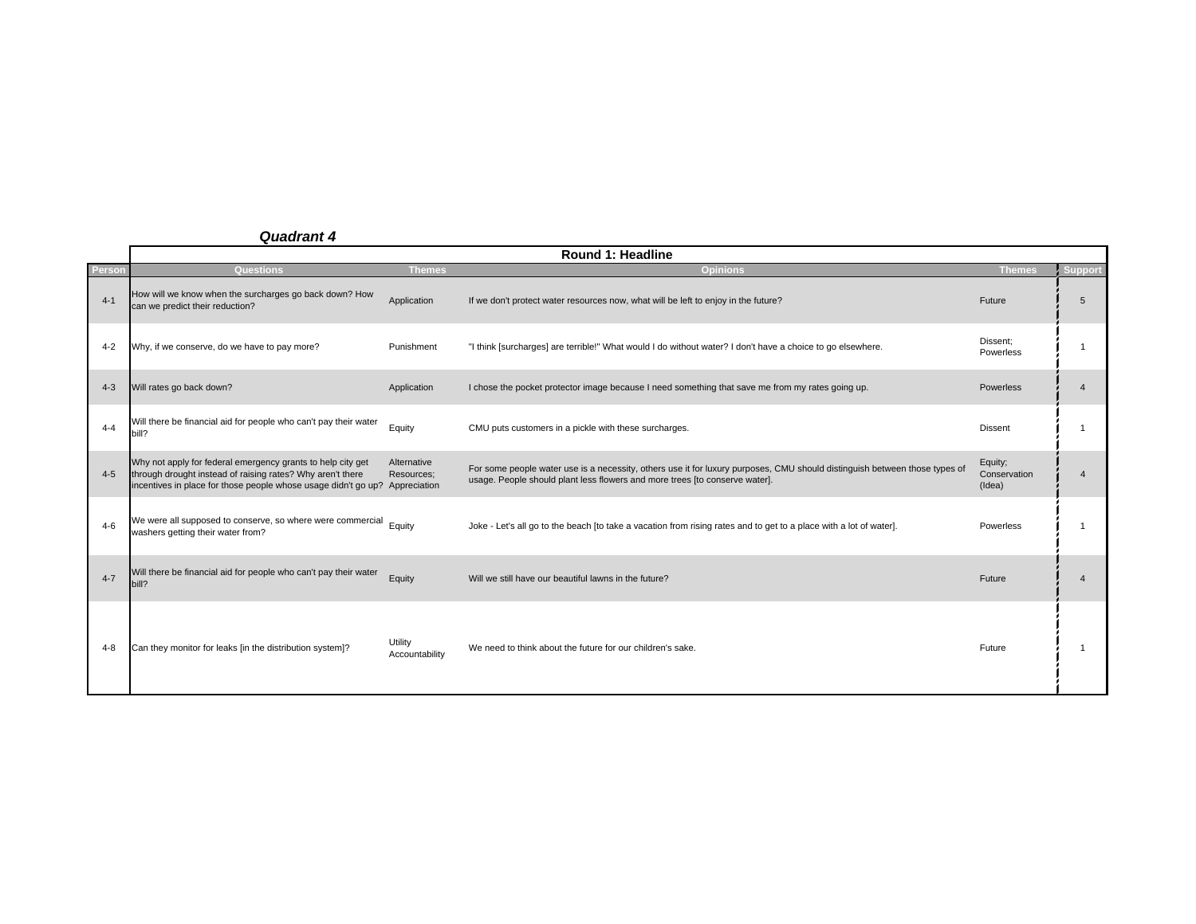***Quadrant 4***

| | Round 1: Headline | | | | |
|---|---|---|---|---|---|
| **Person** | **Questions** | **Themes** | **Opinions** | **Themes** | **Support** |
| 4-1 | How will we know when the surcharges go back down? How can we predict their reduction? | Application | If we don't protect water resources now, what will be left to enjoy in the future? | Future | 5 |
| 4-2 | Why, if we conserve, do we have to pay more? | Punishment | "I think [surcharges] are terrible!" What would I do without water? I don't have a choice to go elsewhere. | Dissent; Powerless | 1 |
| 4-3 | Will rates go back down? | Application | I chose the pocket protector image because I need something that save me from my rates going up. | Powerless | 4 |
| 4-4 | Will there be financial aid for people who can't pay their water bill? | Equity | CMU puts customers in a pickle with these surcharges. | Dissent | 1 |
| 4-5 | Why not apply for federal emergency grants to help city get through drought instead of raising rates? Why aren't there incentives in place for those people whose usage didn't go up? | Alternative Resources; Appreciation | For some people water use is a necessity, others use it for luxury purposes, CMU should distinguish between those types of usage. People should plant less flowers and more trees [to conserve water]. | Equity; Conservation (Idea) | 4 |
| 4-6 | We were all supposed to conserve, so where were commercial washers getting their water from? | Equity | Joke - Let's all go to the beach [to take a vacation from rising rates and to get to a place with a lot of water]. | Powerless | 1 |
| 4-7 | Will there be financial aid for people who can't pay their water bill? | Equity | Will we still have our beautiful lawns in the future? | Future | 4 |
| 4-8 | Can they monitor for leaks [in the distribution system]? | Utility Accountability | We need to think about the future for our children's sake. | Future | 1 |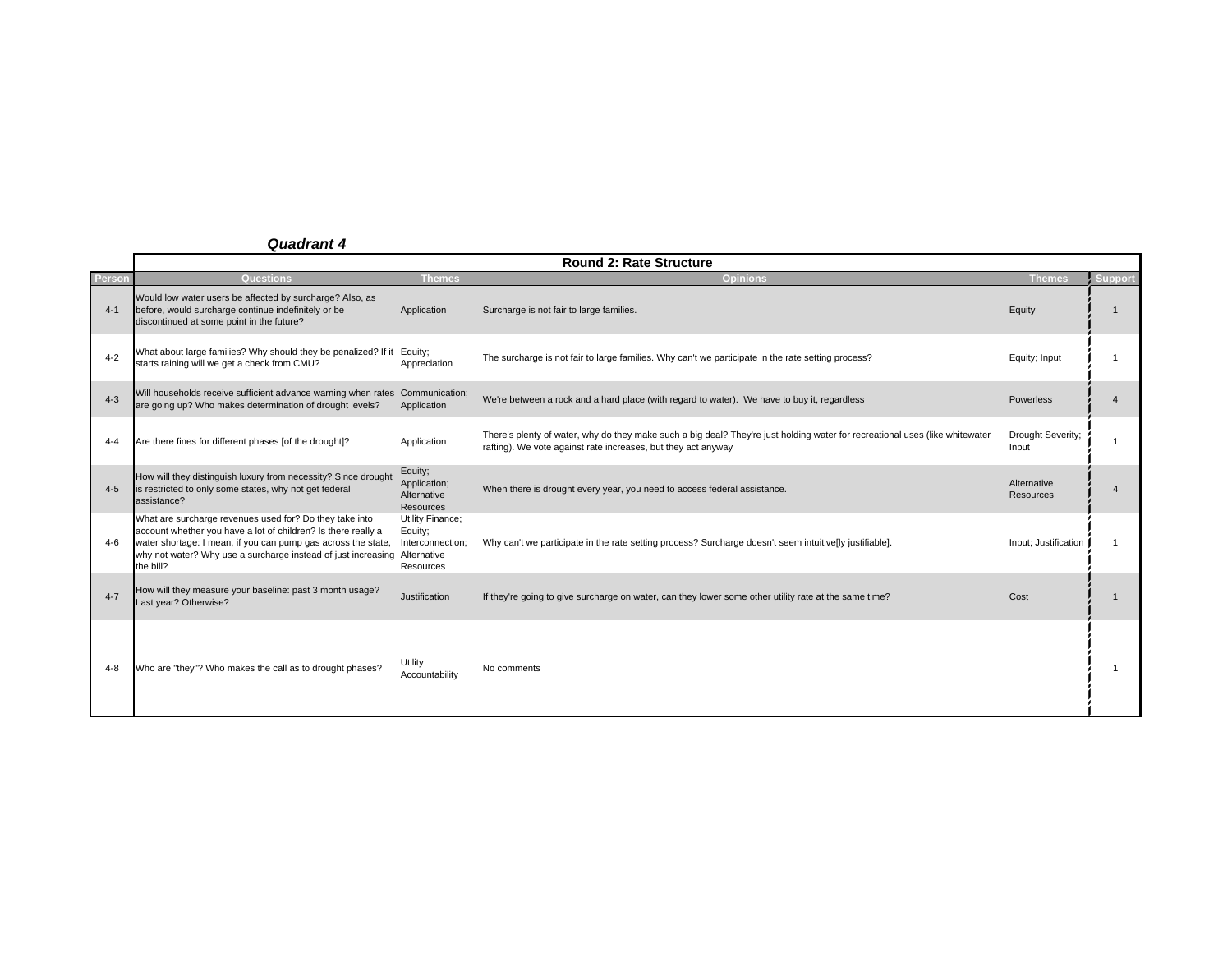***Quadrant 4***

| | Round 2: Rate Structure | | | | |
|---|---|---|---|---|---|
| **Person** | **Questions** | **Themes** | **Opinions** | **Themes** | **Support** |
| 4-1 | Would low water users be affected by surcharge? Also, as before, would surcharge continue indefinitely or be discontinued at some point in the future? | Application | Surcharge is not fair to large families. | Equity | 1 |
| 4-2 | What about large families? Why should they be penalized? If it starts raining will we get a check from CMU? | Equity; Appreciation | The surcharge is not fair to large families. Why can't we participate in the rate setting process? | Equity; Input | 1 |
| 4-3 | Will households receive sufficient advance warning when rates are going up? Who makes determination of drought levels? | Communication; Application | We're between a rock and a hard place (with regard to water). We have to buy it, regardless | Powerless | 4 |
| 4-4 | Are there fines for different phases [of the drought]? | Application | There's plenty of water, why do they make such a big deal? They're just holding water for recreational uses (like whitewater rafting). We vote against rate increases, but they act anyway | Drought Severity; Input | 1 |
| 4-5 | How will they distinguish luxury from necessity? Since drought is restricted to only some states, why not get federal assistance? | Equity; Application; Alternative Resources | When there is drought every year, you need to access federal assistance. | Alternative Resources | 4 |
| 4-6 | What are surcharge revenues used for? Do they take into account whether you have a lot of children? Is there really a water shortage: I mean, if you can pump gas across the state, why not water? Why use a surcharge instead of just increasing the bill? | Utility Finance; Equity; Interconnection; Alternative Resources | Why can't we participate in the rate setting process? Surcharge doesn't seem intuitive[ly justifiable]. | Input; Justification | 1 |
| 4-7 | How will they measure your baseline: past 3 month usage? Last year? Otherwise? | Justification | If they're going to give surcharge on water, can they lower some other utility rate at the same time? | Cost | 1 |
| 4-8 | Who are "they"? Who makes the call as to drought phases? | Utility Accountability | No comments | | 1 |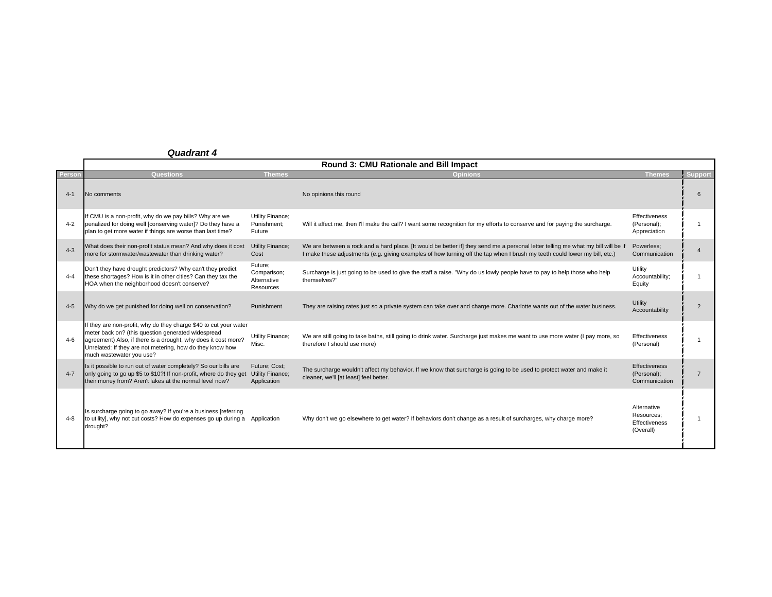***Quadrant 4***

| Person | Round 3: CMU Rationale and Bill Impact | | | | |
|---|---|---|---|---|---|
| | Questions | Themes | Opinions | Themes | Support |
| 4-1 | No comments | | No opinions this round | | 6 |
| 4-2 | If CMU is a non-profit, why do we pay bills? Why are we penalized for doing well [conserving water]? Do they have a plan to get more water if things are worse than last time? | Utility Finance; Punishment; Future | Will it affect me, then I'll make the call? I want some recognition for my efforts to conserve and for paying the surcharge. | Effectiveness (Personal); Appreciation | 1 |
| 4-3 | What does their non-profit status mean? And why does it cost more for stormwater/wastewater than drinking water? | Utility Finance; Cost | We are between a rock and a hard place. [It would be better if] they send me a personal letter telling me what my bill will be if I make these adjustments (e.g. giving examples of how turning off the tap when I brush my teeth could lower my bill, etc.) | Powerless; Communication | 4 |
| 4-4 | Don't they have drought predictors? Why can't they predict these shortages? How is it in other cities? Can they tax the HOA when the neighborhood doesn't conserve? | Future; Comparison; Alternative Resources | Surcharge is just going to be used to give the staff a raise. "Why do us lowly people have to pay to help those who help themselves?" | Utility Accountability; Equity | 1 |
| 4-5 | Why do we get punished for doing well on conservation? | Punishment | They are raising rates just so a private system can take over and charge more. Charlotte wants out of the water business. | Utility Accountability | 2 |
| 4-6 | If they are non-profit, why do they charge $40 to cut your water meter back on? (this question generated widespread agreement) Also, if there is a drought, why does it cost more? Unrelated: If they are not metering, how do they know how much wastewater you use? | Utility Finance; Misc. | We are still going to take baths, still going to drink water. Surcharge just makes me want to use more water (I pay more, so therefore I should use more) | Effectiveness (Personal) | 1 |
| 4-7 | Is it possible to run out of water completely? So our bills are only going to go up $5 to $10?! If non-profit, where do they get their money from? Aren't lakes at the normal level now? | Future; Cost; Utility Finance; Application | The surcharge wouldn't affect my behavior. If we know that surcharge is going to be used to protect water and make it cleaner, we'll [at least] feel better. | Effectiveness (Personal); Communication | 7 |
| 4-8 | Is surcharge going to go away? If you're a business [referring to utility], why not cut costs? How do expenses go up during a drought? | Application | Why don't we go elsewhere to get water? If behaviors don't change as a result of surcharges, why charge more? | Alternative Resources; Effectiveness (Overall) | 1 |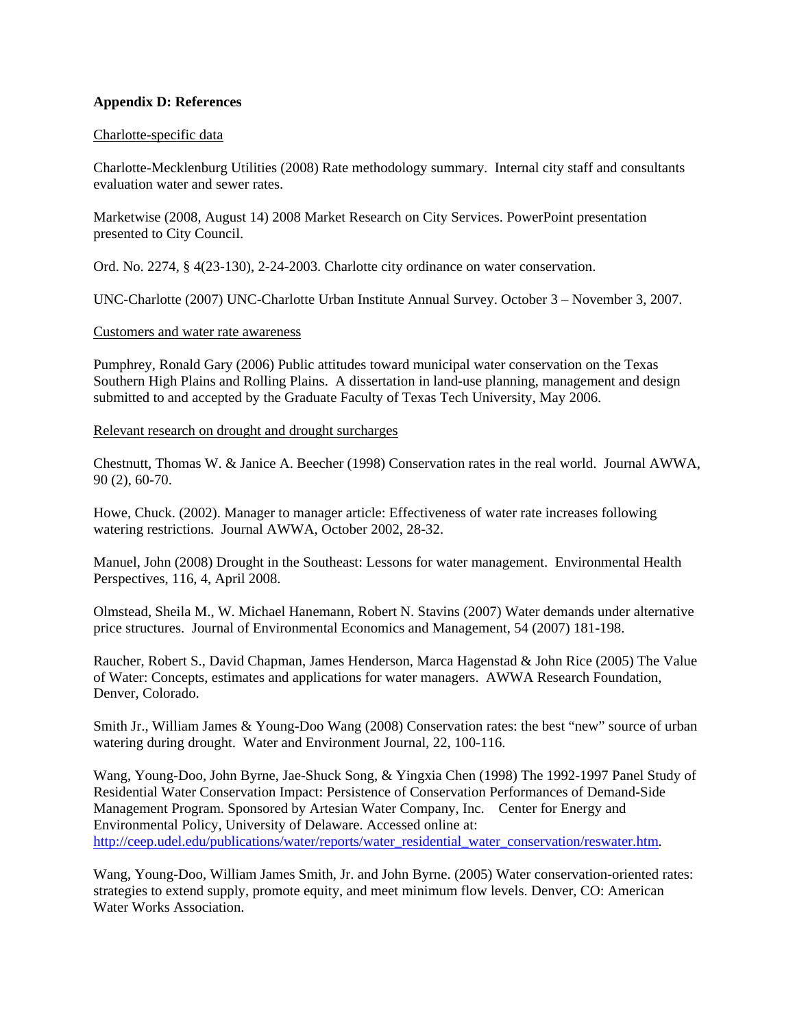**Appendix D: References**

Charlotte-specific data

Charlotte-Mecklenburg Utilities (2008) Rate methodology summary. Internal city staff and consultants evaluation water and sewer rates.

Marketwise (2008, August 14) 2008 Market Research on City Services. PowerPoint presentation presented to City Council.

Ord. No. 2274, § 4(23-130), 2-24-2003. Charlotte city ordinance on water conservation.

UNC-Charlotte (2007) UNC-Charlotte Urban Institute Annual Survey. October 3 – November 3, 2007.

Customers and water rate awareness

Pumphrey, Ronald Gary (2006) Public attitudes toward municipal water conservation on the Texas Southern High Plains and Rolling Plains. A dissertation in land-use planning, management and design submitted to and accepted by the Graduate Faculty of Texas Tech University, May 2006.

Relevant research on drought and drought surcharges

Chestnutt, Thomas W. & Janice A. Beecher (1998) Conservation rates in the real world. Journal AWWA, 90 (2), 60-70.

Howe, Chuck. (2002). Manager to manager article: Effectiveness of water rate increases following watering restrictions. Journal AWWA, October 2002, 28-32.

Manuel, John (2008) Drought in the Southeast: Lessons for water management. Environmental Health Perspectives, 116, 4, April 2008.

Olmstead, Sheila M., W. Michael Hanemann, Robert N. Stavins (2007) Water demands under alternative price structures. Journal of Environmental Economics and Management, 54 (2007) 181-198.

Raucher, Robert S., David Chapman, James Henderson, Marca Hagenstad & John Rice (2005) The Value of Water: Concepts, estimates and applications for water managers. AWWA Research Foundation, Denver, Colorado.

Smith Jr., William James & Young-Doo Wang (2008) Conservation rates: the best "new" source of urban watering during drought. Water and Environment Journal, 22, 100-116.

Wang, Young-Doo, John Byrne, Jae-Shuck Song, & Yingxia Chen (1998) The 1992-1997 Panel Study of Residential Water Conservation Impact: Persistence of Conservation Performances of Demand-Side Management Program. Sponsored by Artesian Water Company, Inc. Center for Energy and Environmental Policy, University of Delaware. Accessed online at: http://ceep.udel.edu/publications/water/reports/water_residential_water_conservation/reswater.htm.

Wang, Young-Doo, William James Smith, Jr. and John Byrne. (2005) Water conservation-oriented rates: strategies to extend supply, promote equity, and meet minimum flow levels. Denver, CO: American Water Works Association.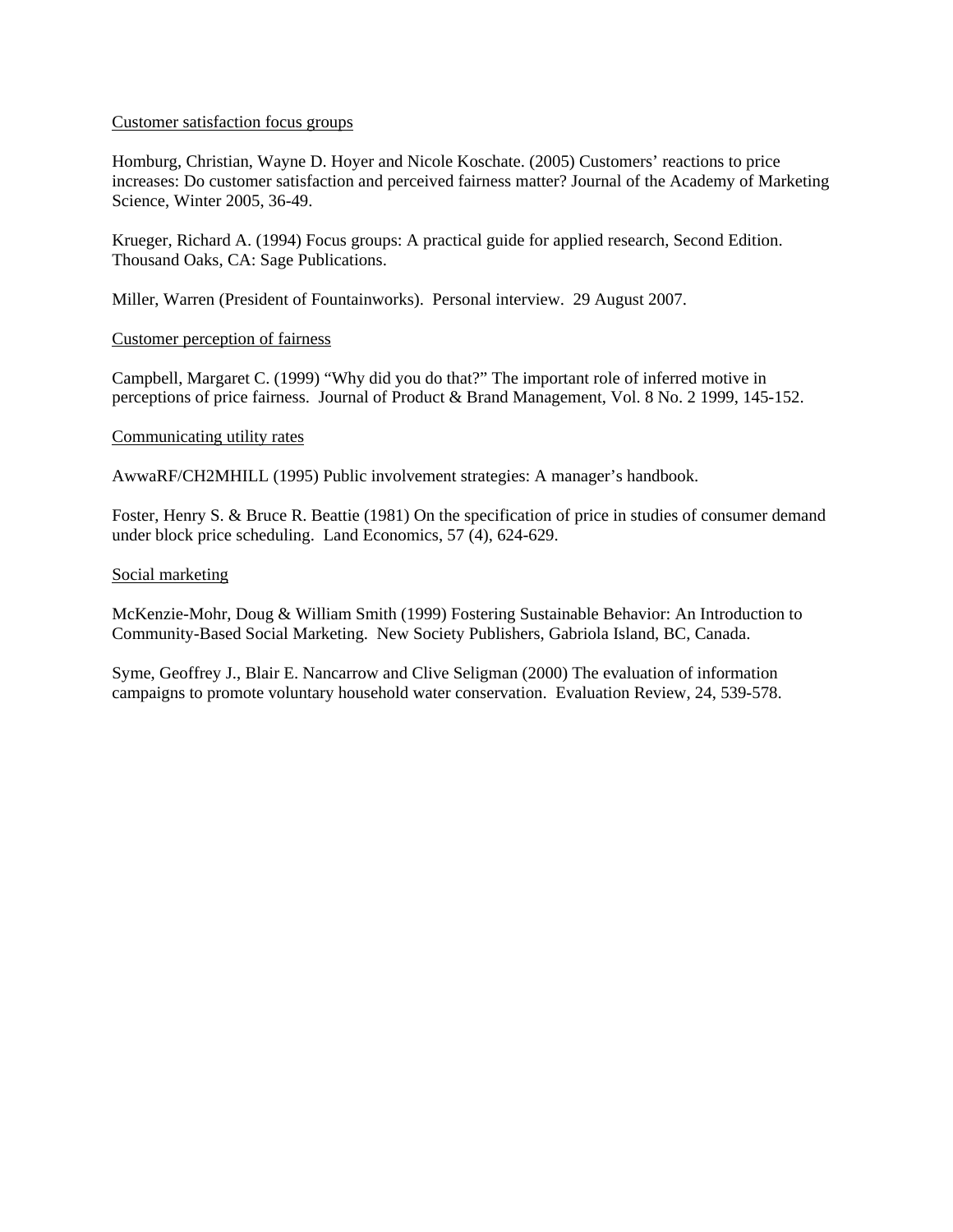<u>Customer satisfaction focus groups</u>

Homburg, Christian, Wayne D. Hoyer and Nicole Koschate. (2005) Customers' reactions to price increases: Do customer satisfaction and perceived fairness matter? Journal of the Academy of Marketing Science, Winter 2005, 36-49.

Krueger, Richard A. (1994) Focus groups: A practical guide for applied research, Second Edition. Thousand Oaks, CA: Sage Publications.

Miller, Warren (President of Fountainworks). Personal interview. 29 August 2007.

<u>Customer perception of fairness</u>

Campbell, Margaret C. (1999) "Why did you do that?" The important role of inferred motive in perceptions of price fairness. Journal of Product & Brand Management, Vol. 8 No. 2 1999, 145-152.

<u>Communicating utility rates</u>

AwwaRF/CH2MHILL (1995) Public involvement strategies: A manager's handbook.

Foster, Henry S. & Bruce R. Beattie (1981) On the specification of price in studies of consumer demand under block price scheduling. Land Economics, 57 (4), 624-629.

<u>Social marketing</u>

McKenzie-Mohr, Doug & William Smith (1999) Fostering Sustainable Behavior: An Introduction to Community-Based Social Marketing. New Society Publishers, Gabriola Island, BC, Canada.

Syme, Geoffrey J., Blair E. Nancarrow and Clive Seligman (2000) The evaluation of information campaigns to promote voluntary household water conservation. Evaluation Review, 24, 539-578.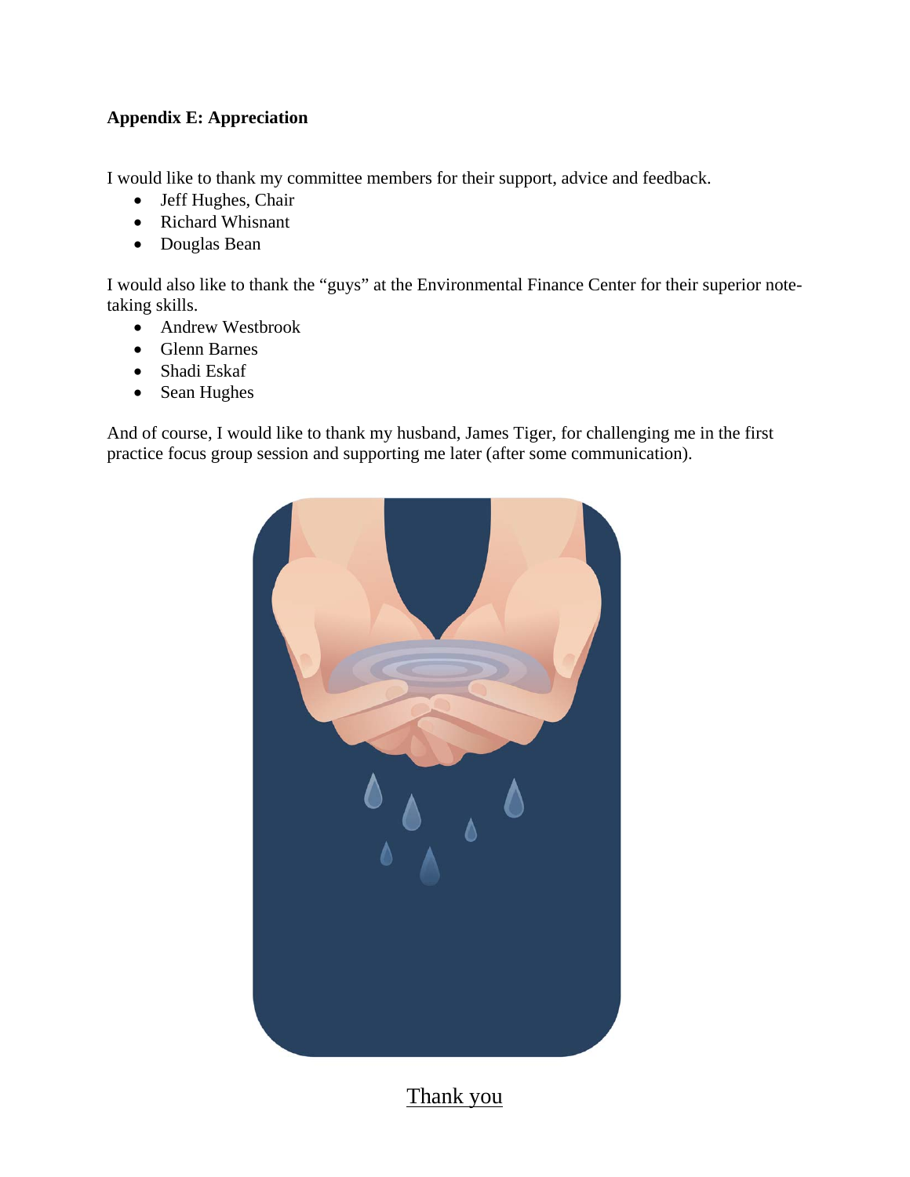**Appendix E: Appreciation**

I would like to thank my committee members for their support, advice and feedback.

- Jeff Hughes, Chair
- Richard Whisnant
- Douglas Bean

I would also like to thank the "guys" at the Environmental Finance Center for their superior note-taking skills.

- Andrew Westbrook
- Glenn Barnes
- Shadi Eskaf
- Sean Hughes

And of course, I would like to thank my husband, James Tiger, for challenging me in the first practice focus group session and supporting me later (after some communication).

Thank you